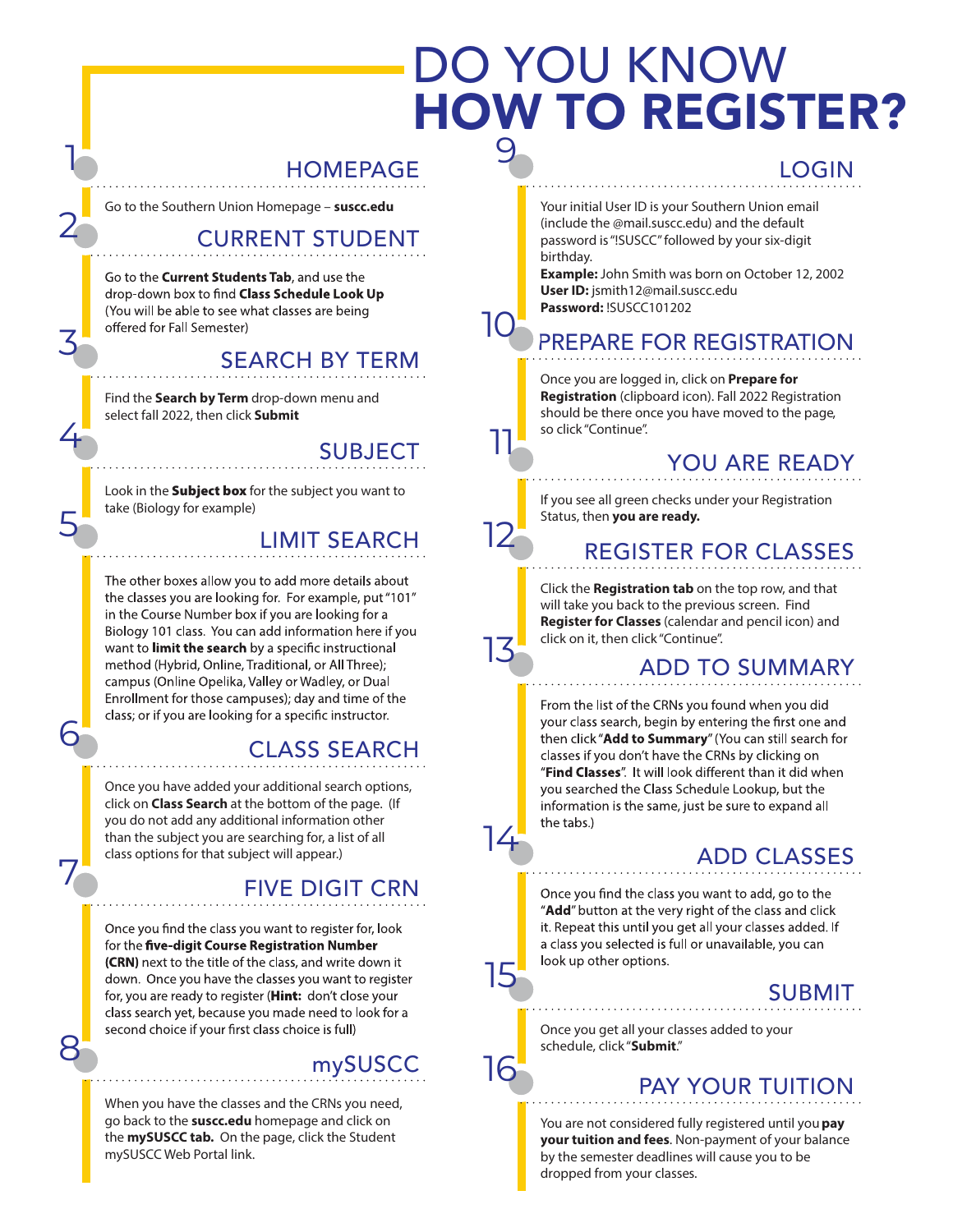# DO YOU KNOW HOW TO REGISTER?

## 1 HOMEPAGE

Go to the Southern Union Homepage – **suscc.edu**

## 2 CURRENT STUDENT

Go to the **Current Students Tab**, and use the drop-down box to find **Class Schedule Look Up** (You will be able to see what classes are being offered for Fall Semester)

## 3 SEARCH BY TERM

Find the **Search by Term** drop-down menu and select fall 2022, then click **Submit**

## 4 SUBJECT

Look in the **Subject box** for the subject you want to take (Biology for example)

## 5 LIMIT SEARCH

The other boxes allow you to add more details about the classes you are looking for. For example, put "101" in the Course Number box if you are looking for a Biology 101 class. You can add information here if you want to **limit the search** by a specific instructional method (Hybrid, Online, Traditional, or All Three); campus (Online Opelika, Valley or Wadley, or Dual Enrollment for those campuses); day and time of the class; or if you are looking for a specific instructor.

## 6 CLASS SEARCH

Once you have added your additional search options, click on **Class Search** at the bottom of the page. (If you do not add any additional information other than the subject you are searching for, a list of all class options for that subject will appear.)

## 7 FIVE DIGIT CRN

Once you find the class you want to register for, look for the **five-digit Course Registration Number (CRN)** next to the title of the class, and write down it down. Once you have the classes you want to register for, you are ready to register (**Hint:** don't close your class search yet, because you made need to look for a second choice if your first class choice is full)

## 8 mySUSCC

When you have the classes and the CRNs you need, go back to the **suscc.edu** homepage and click on the **mySUSCC tab.** On the page, click the Student mySUSCC Web Portal link.

## 9 LOGIN

Your initial User ID is your Southern Union email (include the @mail.suscc.edu) and the default password is "!SUSCC" followed by your six-digit birthday.

**Example:** John Smith was born on October 12, 2002
**User ID:** jsmith12@mail.suscc.edu
**Password:** !SUSCC101202

## 10 PREPARE FOR REGISTRATION

Once you are logged in, click on **Prepare for Registration** (clipboard icon). Fall 2022 Registration should be there once you have moved to the page, so click "Continue".

## 11 YOU ARE READY

If you see all green checks under your Registration Status, then **you are ready.**

## 12 REGISTER FOR CLASSES

Click the **Registration tab** on the top row, and that will take you back to the previous screen. Find **Register for Classes** (calendar and pencil icon) and click on it, then click "Continue".

## 13 ADD TO SUMMARY

From the list of the CRNs you found when you did your class search, begin by entering the first one and then click "**Add to Summary**" (You can still search for classes if you don't have the CRNs by clicking on "**Find Classes**". It will look different than it did when you searched the Class Schedule Lookup, but the information is the same, just be sure to expand all the tabs.)

## 14 ADD CLASSES

Once you find the class you want to add, go to the "**Add**" button at the very right of the class and click it. Repeat this until you get all your classes added. If a class you selected is full or unavailable, you can look up other options.

## 15 SUBMIT

Once you get all your classes added to your schedule, click "**Submit**."

## 16 PAY YOUR TUITION

You are not considered fully registered until you **pay your tuition and fees**. Non-payment of your balance by the semester deadlines will cause you to be dropped from your classes.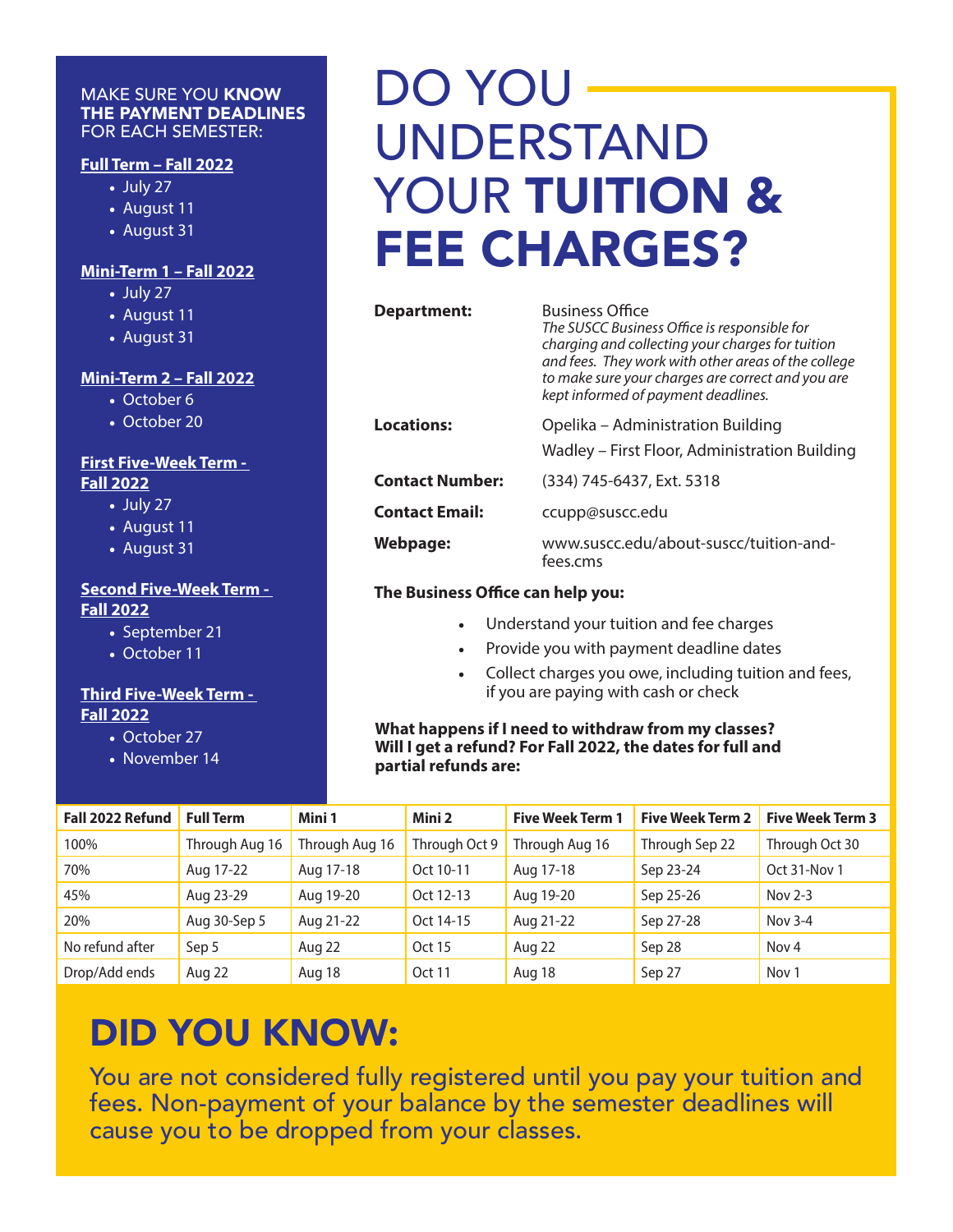# DO YOU UNDERSTAND YOUR **TUITION & FEE CHARGES?**

**Department:** Business Office
*The SUSCC Business Office is responsible for charging and collecting your charges for tuition and fees. They work with other areas of the college to make sure your charges are correct and you are kept informed of payment deadlines.*

**Locations:** Opelika – Administration Building
Wadley – First Floor, Administration Building

**Contact Number:** (334) 745-6437, Ext. 5318

**Contact Email:** ccupp@suscc.edu

**Webpage:** www.suscc.edu/about-suscc/tuition-and-fees.cms

**The Business Office can help you:**

- Understand your tuition and fee charges
- Provide you with payment deadline dates
- Collect charges you owe, including tuition and fees, if you are paying with cash or check

**What happens if I need to withdraw from my classes? Will I get a refund? For Fall 2022, the dates for full and partial refunds are:**

MAKE SURE YOU **KNOW THE PAYMENT DEADLINES** FOR EACH SEMESTER:

**Full Term – Fall 2022**
- July 27
- August 11
- August 31

**Mini-Term 1 – Fall 2022**
- July 27
- August 11
- August 31

**Mini-Term 2 – Fall 2022**
- October 6
- October 20

**First Five-Week Term - Fall 2022**
- July 27
- August 11
- August 31

**Second Five-Week Term - Fall 2022**
- September 21
- October 11

**Third Five-Week Term - Fall 2022**
- October 27
- November 14

| Fall 2022 Refund | Full Term | Mini 1 | Mini 2 | Five Week Term 1 | Five Week Term 2 | Five Week Term 3 |
|---|---|---|---|---|---|---|
| 100% | Through Aug 16 | Through Aug 16 | Through Oct 9 | Through Aug 16 | Through Sep 22 | Through Oct 30 |
| 70% | Aug 17-22 | Aug 17-18 | Oct 10-11 | Aug 17-18 | Sep 23-24 | Oct 31-Nov 1 |
| 45% | Aug 23-29 | Aug 19-20 | Oct 12-13 | Aug 19-20 | Sep 25-26 | Nov 2-3 |
| 20% | Aug 30-Sep 5 | Aug 21-22 | Oct 14-15 | Aug 21-22 | Sep 27-28 | Nov 3-4 |
| No refund after | Sep 5 | Aug 22 | Oct 15 | Aug 22 | Sep 28 | Nov 4 |
| Drop/Add ends | Aug 22 | Aug 18 | Oct 11 | Aug 18 | Sep 27 | Nov 1 |

## DID YOU KNOW:

You are not considered fully registered until you pay your tuition and fees. Non-payment of your balance by the semester deadlines will cause you to be dropped from your classes.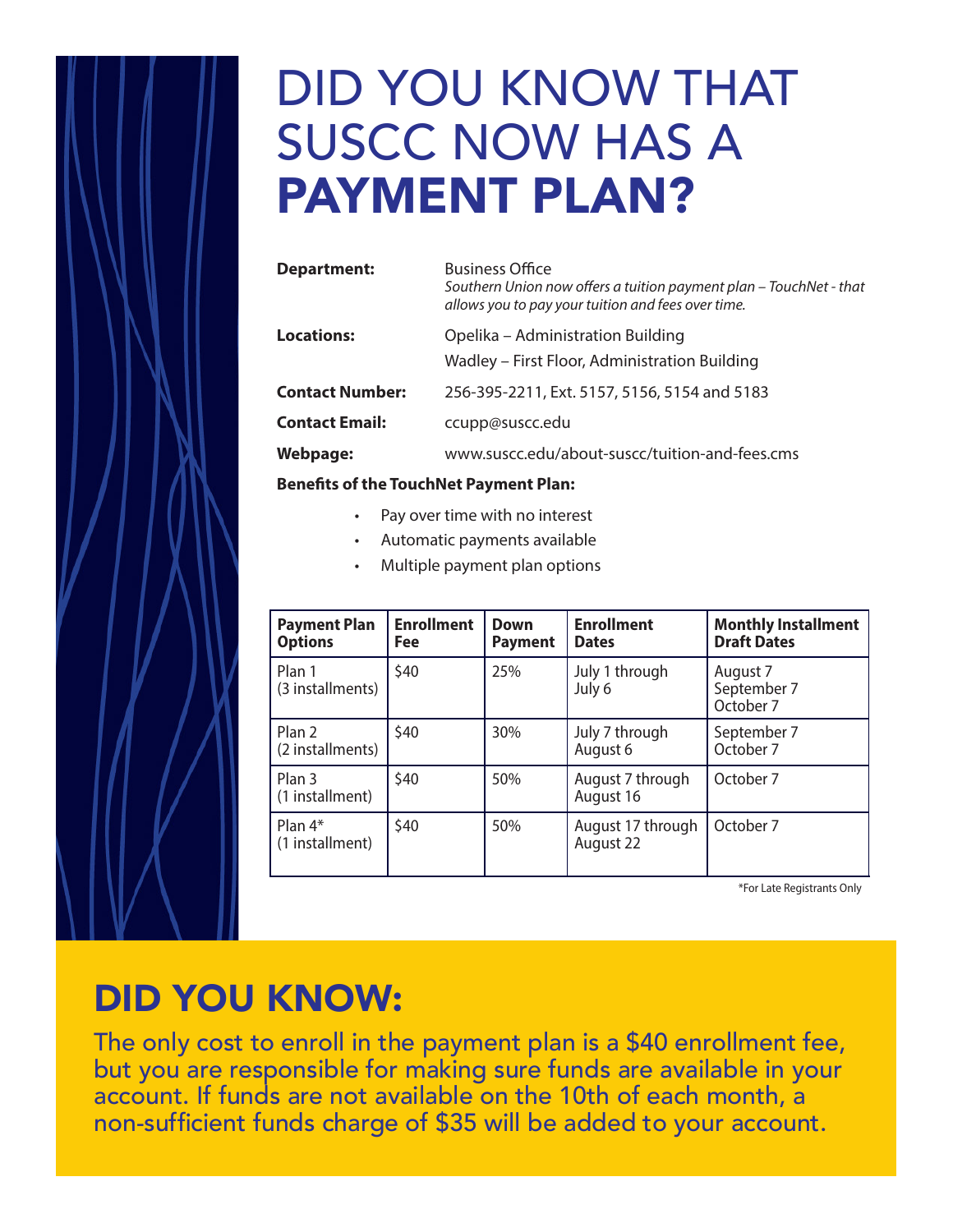# DID YOU KNOW THAT SUSCC NOW HAS A **PAYMENT PLAN?**

**Department:** Business Office
*Southern Union now offers a tuition payment plan – TouchNet - that allows you to pay your tuition and fees over time.*

**Locations:** Opelika – Administration Building
Wadley – First Floor, Administration Building

**Contact Number:** 256-395-2211, Ext. 5157, 5156, 5154 and 5183

**Contact Email:** ccupp@suscc.edu

**Webpage:** www.suscc.edu/about-suscc/tuition-and-fees.cms

**Benefits of the TouchNet Payment Plan:**

- Pay over time with no interest
- Automatic payments available
- Multiple payment plan options

| Payment Plan Options | Enrollment Fee | Down Payment | Enrollment Dates | Monthly Installment Draft Dates |
|---|---|---|---|---|
| Plan 1 (3 installments) | $40 | 25% | July 1 through July 6 | August 7 September 7 October 7 |
| Plan 2 (2 installments) | $40 | 30% | July 7 through August 6 | September 7 October 7 |
| Plan 3 (1 installment) | $40 | 50% | August 7 through August 16 | October 7 |
| Plan 4* (1 installment) | $40 | 50% | August 17 through August 22 | October 7 |

*For Late Registrants Only

## DID YOU KNOW:

The only cost to enroll in the payment plan is a $40 enrollment fee, but you are responsible for making sure funds are available in your account. If funds are not available on the 10th of each month, a non-sufficient funds charge of $35 will be added to your account.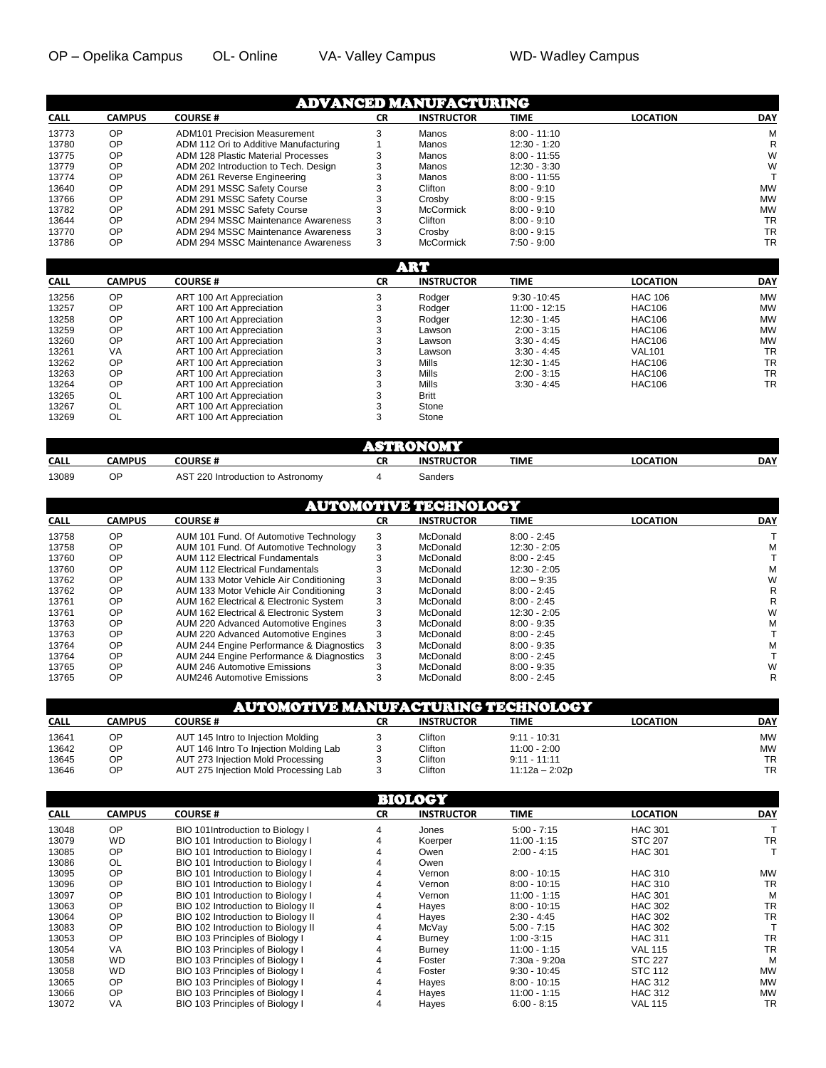OP – Opelika Campus    OL- Online    VA- Valley Campus    WD- Wadley Campus

## ADVANCED MANUFACTURING

| CALL | CAMPUS | COURSE # | CR | INSTRUCTOR | TIME | LOCATION | DAY |
|---|---|---|---|---|---|---|---|
| 13773 | OP | ADM101 Precision Measurement | 3 | Manos | 8:00 - 11:10 | | M |
| 13780 | OP | ADM 112 Ori to Additive Manufacturing | 1 | Manos | 12:30 - 1:20 | | R |
| 13775 | OP | ADM 128 Plastic Material Processes | 3 | Manos | 8:00 - 11:55 | | W |
| 13779 | OP | ADM 202 Introduction to Tech. Design | 3 | Manos | 12:30 - 3:30 | | W |
| 13774 | OP | ADM 261 Reverse Engineering | 3 | Manos | 8:00 - 11:55 | | T |
| 13640 | OP | ADM 291 MSSC Safety Course | 3 | Clifton | 8:00 - 9:10 | | MW |
| 13766 | OP | ADM 291 MSSC Safety Course | 3 | Crosby | 8:00 - 9:15 | | MW |
| 13782 | OP | ADM 291 MSSC Safety Course | 3 | McCormick | 8:00 - 9:10 | | MW |
| 13644 | OP | ADM 294 MSSC Maintenance Awareness | 3 | Clifton | 8:00 - 9:10 | | TR |
| 13770 | OP | ADM 294 MSSC Maintenance Awareness | 3 | Crosby | 8:00 - 9:15 | | TR |
| 13786 | OP | ADM 294 MSSC Maintenance Awareness | 3 | McCormick | 7:50 - 9:00 | | TR |

## ART

| CALL | CAMPUS | COURSE # | CR | INSTRUCTOR | TIME | LOCATION | DAY |
|---|---|---|---|---|---|---|---|
| 13256 | OP | ART 100 Art Appreciation | 3 | Rodger | 9:30 -10:45 | HAC 106 | MW |
| 13257 | OP | ART 100 Art Appreciation | 3 | Rodger | 11:00 - 12:15 | HAC106 | MW |
| 13258 | OP | ART 100 Art Appreciation | 3 | Rodger | 12:30 - 1:45 | HAC106 | MW |
| 13259 | OP | ART 100 Art Appreciation | 3 | Lawson | 2:00 - 3:15 | HAC106 | MW |
| 13260 | OP | ART 100 Art Appreciation | 3 | Lawson | 3:30 - 4:45 | HAC106 | MW |
| 13261 | VA | ART 100 Art Appreciation | 3 | Lawson | 3:30 - 4:45 | VAL101 | TR |
| 13262 | OP | ART 100 Art Appreciation | 3 | Mills | 12:30 - 1:45 | HAC106 | TR |
| 13263 | OP | ART 100 Art Appreciation | 3 | Mills | 2:00 - 3:15 | HAC106 | TR |
| 13264 | OP | ART 100 Art Appreciation | 3 | Mills | 3:30 - 4:45 | HAC106 | TR |
| 13265 | OL | ART 100 Art Appreciation | 3 | Britt | | | |
| 13267 | OL | ART 100 Art Appreciation | 3 | Stone | | | |
| 13269 | OL | ART 100 Art Appreciation | 3 | Stone | | | |

## ASTRONOMY

| CALL | CAMPUS | COURSE # | CR | INSTRUCTOR | TIME | LOCATION | DAY |
|---|---|---|---|---|---|---|---|
| 13089 | OP | AST 220 Introduction to Astronomy | 4 | Sanders | | | |

## AUTOMOTIVE TECHNOLOGY

| CALL | CAMPUS | COURSE # | CR | INSTRUCTOR | TIME | LOCATION | DAY |
|---|---|---|---|---|---|---|---|
| 13758 | OP | AUM 101 Fund. Of Automotive Technology | 3 | McDonald | 8:00 - 2:45 | | T |
| 13758 | OP | AUM 101 Fund. Of Automotive Technology | 3 | McDonald | 12:30 - 2:05 | | M |
| 13760 | OP | AUM 112 Electrical Fundamentals | 3 | McDonald | 8:00 - 2:45 | | T |
| 13760 | OP | AUM 112 Electrical Fundamentals | 3 | McDonald | 12:30 - 2:05 | | M |
| 13762 | OP | AUM 133 Motor Vehicle Air Conditioning | 3 | McDonald | 8:00 – 9:35 | | W |
| 13762 | OP | AUM 133 Motor Vehicle Air Conditioning | 3 | McDonald | 8:00 - 2:45 | | R |
| 13761 | OP | AUM 162 Electrical & Electronic System | 3 | McDonald | 8:00 - 2:45 | | R |
| 13761 | OP | AUM 162 Electrical & Electronic System | 3 | McDonald | 12:30 - 2:05 | | W |
| 13763 | OP | AUM 220 Advanced Automotive Engines | 3 | McDonald | 8:00 - 9:35 | | M |
| 13763 | OP | AUM 220 Advanced Automotive Engines | 3 | McDonald | 8:00 - 2:45 | | T |
| 13764 | OP | AUM 244 Engine Performance & Diagnostics | 3 | McDonald | 8:00 - 9:35 | | M |
| 13764 | OP | AUM 244 Engine Performance & Diagnostics | 3 | McDonald | 8:00 - 2:45 | | T |
| 13765 | OP | AUM 246 Automotive Emissions | 3 | McDonald | 8:00 - 9:35 | | W |
| 13765 | OP | AUM246 Automotive Emissions | 3 | McDonald | 8:00 - 2:45 | | R |

## AUTOMOTIVE MANUFACTURING TECHNOLOGY

| CALL | CAMPUS | COURSE # | CR | INSTRUCTOR | TIME | LOCATION | DAY |
|---|---|---|---|---|---|---|---|
| 13641 | OP | AUT 145 Intro to Injection Molding | 3 | Clifton | 9:11 - 10:31 | | MW |
| 13642 | OP | AUT 146 Intro To Injection Molding Lab | 3 | Clifton | 11:00 - 2:00 | | MW |
| 13645 | OP | AUT 273 Injection Mold Processing | 3 | Clifton | 9:11 - 11:11 | | TR |
| 13646 | OP | AUT 275 Injection Mold Processing Lab | 3 | Clifton | 11:12a – 2:02p | | TR |

## BIOLOGY

| CALL | CAMPUS | COURSE # | CR | INSTRUCTOR | TIME | LOCATION | DAY |
|---|---|---|---|---|---|---|---|
| 13048 | OP | BIO 101Introduction to Biology I | 4 | Jones | 5:00 - 7:15 | HAC 301 | T |
| 13079 | WD | BIO 101 Introduction to Biology I | 4 | Koerper | 11:00 -1:15 | STC 207 | TR |
| 13085 | OP | BIO 101 Introduction to Biology I | 4 | Owen | 2:00 - 4:15 | HAC 301 | T |
| 13086 | OL | BIO 101 Introduction to Biology I | 4 | Owen | | | |
| 13095 | OP | BIO 101 Introduction to Biology I | 4 | Vernon | 8:00 - 10:15 | HAC 310 | MW |
| 13096 | OP | BIO 101 Introduction to Biology I | 4 | Vernon | 8:00 - 10:15 | HAC 310 | TR |
| 13097 | OP | BIO 101 Introduction to Biology I | 4 | Vernon | 11:00 - 1:15 | HAC 301 | M |
| 13063 | OP | BIO 102 Introduction to Biology II | 4 | Hayes | 8:00 - 10:15 | HAC 302 | TR |
| 13064 | OP | BIO 102 Introduction to Biology II | 4 | Hayes | 2:30 - 4:45 | HAC 302 | TR |
| 13083 | OP | BIO 102 Introduction to Biology II | 4 | McVay | 5:00 - 7:15 | HAC 302 | T |
| 13053 | OP | BIO 103 Principles of Biology I | 4 | Burney | 1:00 -3:15 | HAC 311 | TR |
| 13054 | VA | BIO 103 Principles of Biology I | 4 | Burney | 11:00 - 1:15 | VAL 115 | TR |
| 13058 | WD | BIO 103 Principles of Biology I | 4 | Foster | 7:30a - 9:20a | STC 227 | M |
| 13058 | WD | BIO 103 Principles of Biology I | 4 | Foster | 9:30 - 10:45 | STC 112 | MW |
| 13065 | OP | BIO 103 Principles of Biology I | 4 | Hayes | 8:00 - 10:15 | HAC 312 | MW |
| 13066 | OP | BIO 103 Principles of Biology I | 4 | Hayes | 11:00 - 1:15 | HAC 312 | MW |
| 13072 | VA | BIO 103 Principles of Biology I | 4 | Hayes | 6:00 - 8:15 | VAL 115 | TR |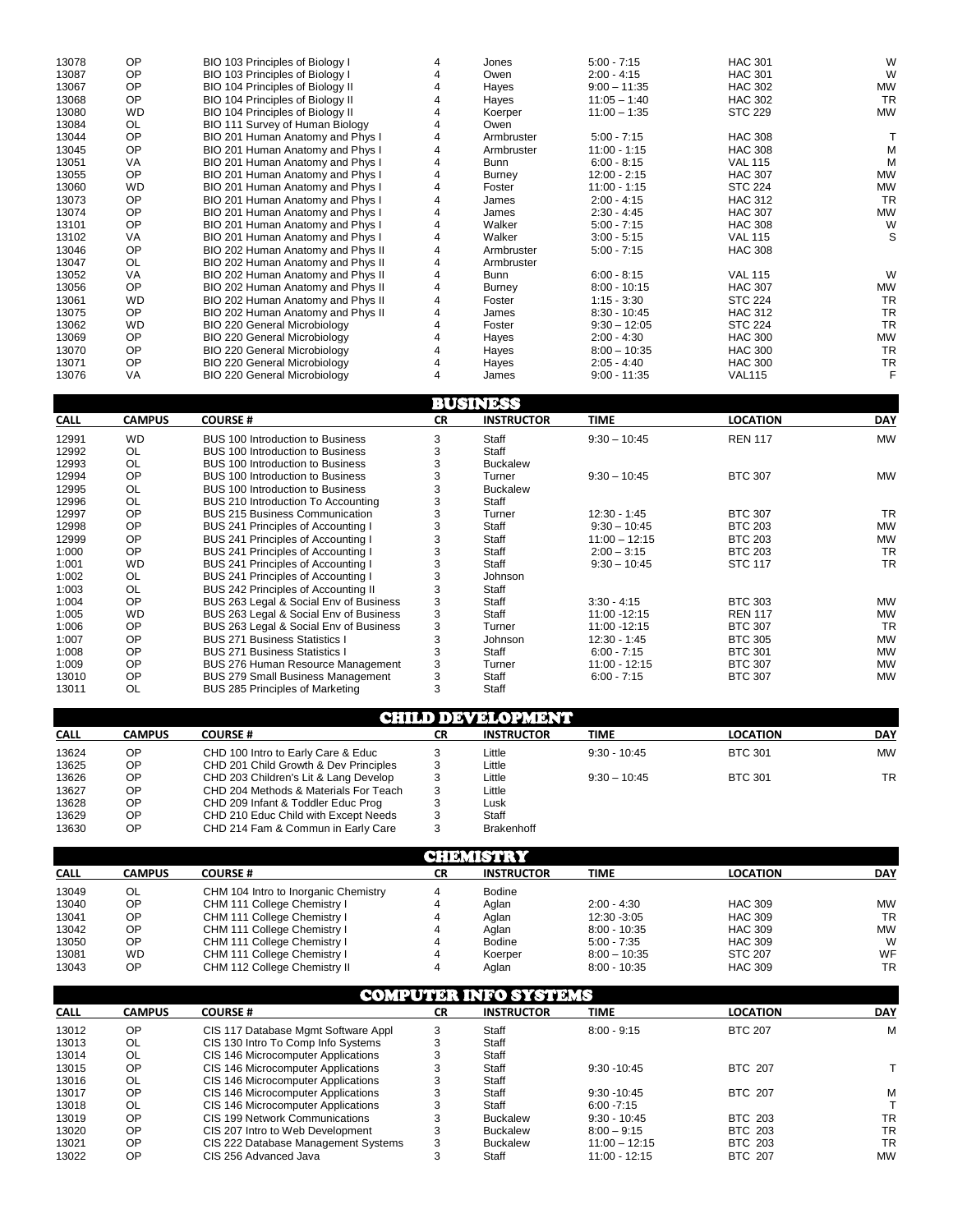| CALL | CAMPUS | COURSE # | CR | INSTRUCTOR | TIME | LOCATION | DAY |
|---|---|---|---|---|---|---|---|
| 13078 | OP | BIO 103 Principles of Biology I | 4 | Jones | 5:00 - 7:15 | HAC 301 | W |
| 13087 | OP | BIO 103 Principles of Biology I | 4 | Owen | 2:00 - 4:15 | HAC 301 | W |
| 13067 | OP | BIO 104 Principles of Biology II | 4 | Hayes | 9:00 – 11:35 | HAC 302 | MW |
| 13068 | OP | BIO 104 Principles of Biology II | 4 | Hayes | 11:05 – 1:40 | HAC 302 | TR |
| 13080 | WD | BIO 104 Principles of Biology II | 4 | Koerper | 11:00 – 1:35 | STC 229 | MW |
| 13084 | OL | BIO 111 Survey of Human Biology | 4 | Owen | | | |
| 13044 | OP | BIO 201 Human Anatomy and Phys I | 4 | Armbruster | 5:00 - 7:15 | HAC 308 | T |
| 13045 | OP | BIO 201 Human Anatomy and Phys I | 4 | Armbruster | 11:00 - 1:15 | HAC 308 | M |
| 13051 | VA | BIO 201 Human Anatomy and Phys I | 4 | Bunn | 6:00 - 8:15 | VAL 115 | M |
| 13055 | OP | BIO 201 Human Anatomy and Phys I | 4 | Burney | 12:00 - 2:15 | HAC 307 | MW |
| 13060 | WD | BIO 201 Human Anatomy and Phys I | 4 | Foster | 11:00 - 1:15 | STC 224 | MW |
| 13073 | OP | BIO 201 Human Anatomy and Phys I | 4 | James | 2:00 - 4:15 | HAC 312 | TR |
| 13074 | OP | BIO 201 Human Anatomy and Phys I | 4 | James | 2:30 - 4:45 | HAC 307 | MW |
| 13101 | OP | BIO 201 Human Anatomy and Phys I | 4 | Walker | 5:00 - 7:15 | HAC 308 | W |
| 13102 | VA | BIO 201 Human Anatomy and Phys I | 4 | Walker | 3:00 - 5:15 | VAL 115 | S |
| 13046 | OP | BIO 202 Human Anatomy and Phys II | 4 | Armbruster | 5:00 - 7:15 | HAC 308 | |
| 13047 | OL | BIO 202 Human Anatomy and Phys II | 4 | Armbruster | | | |
| 13052 | VA | BIO 202 Human Anatomy and Phys II | 4 | Bunn | 6:00 - 8:15 | VAL 115 | W |
| 13056 | OP | BIO 202 Human Anatomy and Phys II | 4 | Burney | 8:00 - 10:15 | HAC 307 | MW |
| 13061 | WD | BIO 202 Human Anatomy and Phys II | 4 | Foster | 1:15 - 3:30 | STC 224 | TR |
| 13075 | OP | BIO 202 Human Anatomy and Phys II | 4 | James | 8:30 - 10:45 | HAC 312 | TR |
| 13062 | WD | BIO 220 General Microbiology | 4 | Foster | 9:30 – 12:05 | STC 224 | TR |
| 13069 | OP | BIO 220 General Microbiology | 4 | Hayes | 2:00 - 4:30 | HAC 300 | MW |
| 13070 | OP | BIO 220 General Microbiology | 4 | Hayes | 8:00 – 10:35 | HAC 300 | TR |
| 13071 | OP | BIO 220 General Microbiology | 4 | Hayes | 2:05 - 4:40 | HAC 300 | TR |
| 13076 | VA | BIO 220 General Microbiology | 4 | James | 9:00 - 11:35 | VAL115 | F |

## BUSINESS

| CALL | CAMPUS | COURSE # | CR | INSTRUCTOR | TIME | LOCATION | DAY |
|---|---|---|---|---|---|---|---|
| 12991 | WD | BUS 100 Introduction to Business | 3 | Staff | 9:30 – 10:45 | REN 117 | MW |
| 12992 | OL | BUS 100 Introduction to Business | 3 | Staff | | | |
| 12993 | OL | BUS 100 Introduction to Business | 3 | Buckalew | | | |
| 12994 | OP | BUS 100 Introduction to Business | 3 | Turner | 9:30 – 10:45 | BTC 307 | MW |
| 12995 | OL | BUS 100 Introduction to Business | 3 | Buckalew | | | |
| 12996 | OL | BUS 210 Introduction To Accounting | 3 | Staff | | | |
| 12997 | OP | BUS 215 Business Communication | 3 | Turner | 12:30 - 1:45 | BTC 307 | TR |
| 12998 | OP | BUS 241 Principles of Accounting I | 3 | Staff | 9:30 – 10:45 | BTC 203 | MW |
| 12999 | OP | BUS 241 Principles of Accounting I | 3 | Staff | 11:00 – 12:15 | BTC 203 | MW |
| 1:000 | OP | BUS 241 Principles of Accounting I | 3 | Staff | 2:00 – 3:15 | BTC 203 | TR |
| 1:001 | WD | BUS 241 Principles of Accounting I | 3 | Staff | 9:30 – 10:45 | STC 117 | TR |
| 1:002 | OL | BUS 241 Principles of Accounting I | 3 | Johnson | | | |
| 1:003 | OL | BUS 242 Principles of Accounting II | 3 | Staff | | | |
| 1:004 | OP | BUS 263 Legal & Social Env of Business | 3 | Staff | 3:30 - 4:15 | BTC 303 | MW |
| 1:005 | WD | BUS 263 Legal & Social Env of Business | 3 | Staff | 11:00 -12:15 | REN 117 | MW |
| 1:006 | OP | BUS 263 Legal & Social Env of Business | 3 | Turner | 11:00 -12:15 | BTC 307 | TR |
| 1:007 | OP | BUS 271 Business Statistics I | 3 | Johnson | 12:30 - 1:45 | BTC 305 | MW |
| 1:008 | OP | BUS 271 Business Statistics I | 3 | Staff | 6:00 - 7:15 | BTC 301 | MW |
| 1:009 | OP | BUS 276 Human Resource Management | 3 | Turner | 11:00 - 12:15 | BTC 307 | MW |
| 13010 | OP | BUS 279 Small Business Management | 3 | Staff | 6:00 - 7:15 | BTC 307 | MW |
| 13011 | OL | BUS 285 Principles of Marketing | 3 | Staff | | | |

## CHILD DEVELOPMENT

| CALL | CAMPUS | COURSE # | CR | INSTRUCTOR | TIME | LOCATION | DAY |
|---|---|---|---|---|---|---|---|
| 13624 | OP | CHD 100 Intro to Early Care & Educ | 3 | Little | 9:30 - 10:45 | BTC 301 | MW |
| 13625 | OP | CHD 201 Child Growth & Dev Principles | 3 | Little | | | |
| 13626 | OP | CHD 203 Children's Lit & Lang Develop | 3 | Little | 9:30 – 10:45 | BTC 301 | TR |
| 13627 | OP | CHD 204 Methods & Materials For Teach | 3 | Little | | | |
| 13628 | OP | CHD 209 Infant & Toddler Educ Prog | 3 | Lusk | | | |
| 13629 | OP | CHD 210 Educ Child with Except Needs | 3 | Staff | | | |
| 13630 | OP | CHD 214 Fam & Commun in Early Care | 3 | Brakenhoff | | | |

## CHEMISTRY

| CALL | CAMPUS | COURSE # | CR | INSTRUCTOR | TIME | LOCATION | DAY |
|---|---|---|---|---|---|---|---|
| 13049 | OL | CHM 104 Intro to Inorganic Chemistry | 4 | Bodine | | | |
| 13040 | OP | CHM 111 College Chemistry I | 4 | Aglan | 2:00 - 4:30 | HAC 309 | MW |
| 13041 | OP | CHM 111 College Chemistry I | 4 | Aglan | 12:30 -3:05 | HAC 309 | TR |
| 13042 | OP | CHM 111 College Chemistry I | 4 | Aglan | 8:00 - 10:35 | HAC 309 | MW |
| 13050 | OP | CHM 111 College Chemistry I | 4 | Bodine | 5:00 - 7:35 | HAC 309 | W |
| 13081 | WD | CHM 111 College Chemistry I | 4 | Koerper | 8:00 – 10:35 | STC 207 | WF |
| 13043 | OP | CHM 112 College Chemistry II | 4 | Aglan | 8:00 - 10:35 | HAC 309 | TR |

## COMPUTER INFO SYSTEMS

| CALL | CAMPUS | COURSE # | CR | INSTRUCTOR | TIME | LOCATION | DAY |
|---|---|---|---|---|---|---|---|
| 13012 | OP | CIS 117 Database Mgmt Software Appl | 3 | Staff | 8:00 - 9:15 | BTC 207 | M |
| 13013 | OL | CIS 130 Intro To Comp Info Systems | 3 | Staff | | | |
| 13014 | OL | CIS 146 Microcomputer Applications | 3 | Staff | | | |
| 13015 | OP | CIS 146 Microcomputer Applications | 3 | Staff | 9:30 -10:45 | BTC 207 | T |
| 13016 | OL | CIS 146 Microcomputer Applications | 3 | Staff | | | |
| 13017 | OP | CIS 146 Microcomputer Applications | 3 | Staff | 9:30 -10:45 | BTC 207 | M |
| 13018 | OL | CIS 146 Microcomputer Applications | 3 | Staff | 6:00 -7:15 | | T |
| 13019 | OP | CIS 199 Network Communications | 3 | Buckalew | 9:30 - 10:45 | BTC 203 | TR |
| 13020 | OP | CIS 207 Intro to Web Development | 3 | Buckalew | 8:00 – 9:15 | BTC 203 | TR |
| 13021 | OP | CIS 222 Database Management Systems | 3 | Buckalew | 11:00 – 12:15 | BTC 203 | TR |
| 13022 | OP | CIS 256 Advanced Java | 3 | Staff | 11:00 - 12:15 | BTC 207 | MW |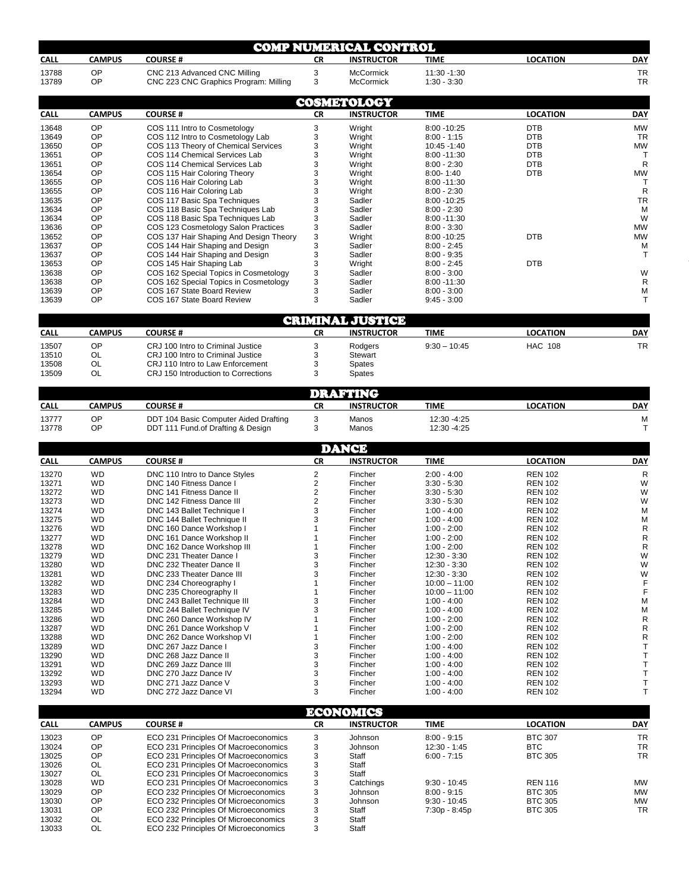## COMP NUMERICAL CONTROL

| CALL | CAMPUS | COURSE # | CR | INSTRUCTOR | TIME | LOCATION | DAY |
|---|---|---|---|---|---|---|---|
| 13788 | OP | CNC 213 Advanced CNC Milling | 3 | McCormick | 11:30 -1:30 | | TR |
| 13789 | OP | CNC 223 CNC Graphics Program: Milling | 3 | McCormick | 1:30 - 3:30 | | TR |

## COSMETOLOGY

| CALL | CAMPUS | COURSE # | CR | INSTRUCTOR | TIME | LOCATION | DAY |
|---|---|---|---|---|---|---|---|
| 13648 | OP | COS 111 Intro to Cosmetology | 3 | Wright | 8:00 -10:25 | DTB | MW |
| 13649 | OP | COS 112 Intro to Cosmetology Lab | 3 | Wright | 8:00 - 1:15 | DTB | TR |
| 13650 | OP | COS 113 Theory of Chemical Services | 3 | Wright | 10:45 -1:40 | DTB | MW |
| 13651 | OP | COS 114 Chemical Services Lab | 3 | Wright | 8:00 -11:30 | DTB | T |
| 13651 | OP | COS 114 Chemical Services Lab | 3 | Wright | 8:00 - 2:30 | DTB | R |
| 13654 | OP | COS 115 Hair Coloring Theory | 3 | Wright | 8:00- 1:40 | DTB | MW |
| 13655 | OP | COS 116 Hair Coloring Lab | 3 | Wright | 8:00 -11:30 | | T |
| 13655 | OP | COS 116 Hair Coloring Lab | 3 | Wright | 8:00 - 2:30 | | R |
| 13635 | OP | COS 117 Basic Spa Techniques | 3 | Sadler | 8:00 -10:25 | | TR |
| 13634 | OP | COS 118 Basic Spa Techniques Lab | 3 | Sadler | 8:00 - 2:30 | | M |
| 13634 | OP | COS 118 Basic Spa Techniques Lab | 3 | Sadler | 8:00 -11:30 | | W |
| 13636 | OP | COS 123 Cosmetology Salon Practices | 3 | Sadler | 8:00 - 3:30 | | MW |
| 13652 | OP | COS 137 Hair Shaping And Design Theory | 3 | Wright | 8:00 -10:25 | DTB | MW |
| 13637 | OP | COS 144 Hair Shaping and Design | 3 | Sadler | 8:00 - 2:45 | | M |
| 13637 | OP | COS 144 Hair Shaping and Design | 3 | Sadler | 8:00 - 9:35 | | T |
| 13653 | OP | COS 145 Hair Shaping Lab | 3 | Wright | 8:00 - 2:45 | DTB | |
| 13638 | OP | COS 162 Special Topics in Cosmetology | 3 | Sadler | 8:00 - 3:00 | | W |
| 13638 | OP | COS 162 Special Topics in Cosmetology | 3 | Sadler | 8:00 -11:30 | | R |
| 13639 | OP | COS 167 State Board Review | 3 | Sadler | 8:00 - 3:00 | | M |
| 13639 | OP | COS 167 State Board Review | 3 | Sadler | 9:45 - 3:00 | | T |

## CRIMINAL JUSTICE

| CALL | CAMPUS | COURSE # | CR | INSTRUCTOR | TIME | LOCATION | DAY |
|---|---|---|---|---|---|---|---|
| 13507 | OP | CRJ 100 Intro to Criminal Justice | 3 | Rodgers | 9:30 – 10:45 | HAC 108 | TR |
| 13510 | OL | CRJ 100 Intro to Criminal Justice | 3 | Stewart | | | |
| 13508 | OL | CRJ 110 Intro to Law Enforcement | 3 | Spates | | | |
| 13509 | OL | CRJ 150 Introduction to Corrections | 3 | Spates | | | |

## DRAFTING

| CALL | CAMPUS | COURSE # | CR | INSTRUCTOR | TIME | LOCATION | DAY |
|---|---|---|---|---|---|---|---|
| 13777 | OP | DDT 104 Basic Computer Aided Drafting | 3 | Manos | 12:30 -4:25 | | M |
| 13778 | OP | DDT 111 Fund.of Drafting & Design | 3 | Manos | 12:30 -4:25 | | T |

## DANCE

| CALL | CAMPUS | COURSE # | CR | INSTRUCTOR | TIME | LOCATION | DAY |
|---|---|---|---|---|---|---|---|
| 13270 | WD | DNC 110 Intro to Dance Styles | 2 | Fincher | 2:00 - 4:00 | REN 102 | R |
| 13271 | WD | DNC 140 Fitness Dance I | 2 | Fincher | 3:30 - 5:30 | REN 102 | W |
| 13272 | WD | DNC 141 Fitness Dance II | 2 | Fincher | 3:30 - 5:30 | REN 102 | W |
| 13273 | WD | DNC 142 Fitness Dance III | 2 | Fincher | 3:30 - 5:30 | REN 102 | W |
| 13274 | WD | DNC 143 Ballet Technique I | 3 | Fincher | 1:00 - 4:00 | REN 102 | M |
| 13275 | WD | DNC 144 Ballet Technique II | 3 | Fincher | 1:00 - 4:00 | REN 102 | M |
| 13276 | WD | DNC 160 Dance Workshop I | 1 | Fincher | 1:00 - 2:00 | REN 102 | R |
| 13277 | WD | DNC 161 Dance Workshop II | 1 | Fincher | 1:00 - 2:00 | REN 102 | R |
| 13278 | WD | DNC 162 Dance Workshop III | 1 | Fincher | 1:00 - 2:00 | REN 102 | R |
| 13279 | WD | DNC 231 Theater Dance I | 3 | Fincher | 12:30 - 3:30 | REN 102 | W |
| 13280 | WD | DNC 232 Theater Dance II | 3 | Fincher | 12:30 - 3:30 | REN 102 | W |
| 13281 | WD | DNC 233 Theater Dance III | 3 | Fincher | 12:30 - 3:30 | REN 102 | W |
| 13282 | WD | DNC 234 Choreography I | 1 | Fincher | 10:00 – 11:00 | REN 102 | F |
| 13283 | WD | DNC 235 Choreography II | 1 | Fincher | 10:00 – 11:00 | REN 102 | F |
| 13284 | WD | DNC 243 Ballet Technique III | 3 | Fincher | 1:00 - 4:00 | REN 102 | M |
| 13285 | WD | DNC 244 Ballet Technique IV | 3 | Fincher | 1:00 - 4:00 | REN 102 | M |
| 13286 | WD | DNC 260 Dance Workshop IV | 1 | Fincher | 1:00 - 2:00 | REN 102 | R |
| 13287 | WD | DNC 261 Dance Workshop V | 1 | Fincher | 1:00 - 2:00 | REN 102 | R |
| 13288 | WD | DNC 262 Dance Workshop VI | 1 | Fincher | 1:00 - 2:00 | REN 102 | R |
| 13289 | WD | DNC 267 Jazz Dance I | 3 | Fincher | 1:00 - 4:00 | REN 102 | T |
| 13290 | WD | DNC 268 Jazz Dance II | 3 | Fincher | 1:00 - 4:00 | REN 102 | T |
| 13291 | WD | DNC 269 Jazz Dance III | 3 | Fincher | 1:00 - 4:00 | REN 102 | T |
| 13292 | WD | DNC 270 Jazz Dance IV | 3 | Fincher | 1:00 - 4:00 | REN 102 | T |
| 13293 | WD | DNC 271 Jazz Dance V | 3 | Fincher | 1:00 - 4:00 | REN 102 | T |
| 13294 | WD | DNC 272 Jazz Dance VI | 3 | Fincher | 1:00 - 4:00 | REN 102 | T |

## ECONOMICS

| CALL | CAMPUS | COURSE # | CR | INSTRUCTOR | TIME | LOCATION | DAY |
|---|---|---|---|---|---|---|---|
| 13023 | OP | ECO 231 Principles Of Macroeconomics | 3 | Johnson | 8:00 - 9:15 | BTC 307 | TR |
| 13024 | OP | ECO 231 Principles Of Macroeconomics | 3 | Johnson | 12:30 - 1:45 | BTC | TR |
| 13025 | OP | ECO 231 Principles Of Macroeconomics | 3 | Staff | 6:00 - 7:15 | BTC 305 | TR |
| 13026 | OL | ECO 231 Principles Of Macroeconomics | 3 | Staff | | | |
| 13027 | OL | ECO 231 Principles Of Macroeconomics | 3 | Staff | | | |
| 13028 | WD | ECO 231 Principles Of Macroeconomics | 3 | Catchings | 9:30 - 10:45 | REN 116 | MW |
| 13029 | OP | ECO 232 Principles Of Microeconomics | 3 | Johnson | 8:00 - 9:15 | BTC 305 | MW |
| 13030 | OP | ECO 232 Principles Of Microeconomics | 3 | Johnson | 9:30 - 10:45 | BTC 305 | MW |
| 13031 | OP | ECO 232 Principles Of Microeconomics | 3 | Staff | 7:30p - 8:45p | BTC 305 | TR |
| 13032 | OL | ECO 232 Principles Of Microeconomics | 3 | Staff | | | |
| 13033 | OL | ECO 232 Principles Of Microeconomics | 3 | Staff | | | |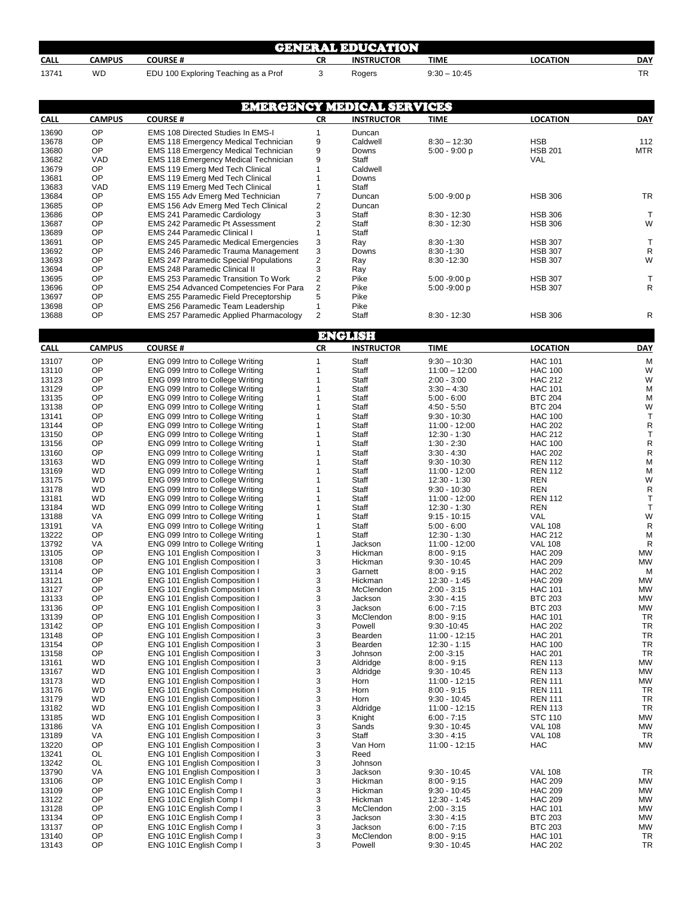## GENERAL EDUCATION

| CALL | CAMPUS | COURSE # | CR | INSTRUCTOR | TIME | LOCATION | DAY |
|---|---|---|---|---|---|---|---|
| 13741 | WD | EDU 100 Exploring Teaching as a Prof | 3 | Rogers | 9:30 – 10:45 | | TR |

## EMERGENCY MEDICAL SERVICES

| CALL | CAMPUS | COURSE # | CR | INSTRUCTOR | TIME | LOCATION | DAY |
|---|---|---|---|---|---|---|---|
| 13690 | OP | EMS 108 Directed Studies In EMS-I | 1 | Duncan | | | |
| 13678 | OP | EMS 118 Emergency Medical Technician | 9 | Caldwell | 8:30 – 12:30 | HSB | 112 |
| 13680 | OP | EMS 118 Emergency Medical Technician | 9 | Downs | 5:00 - 9:00 p | HSB 201 | MTR |
| 13682 | VAD | EMS 118 Emergency Medical Technician | 9 | Staff | | VAL | |
| 13679 | OP | EMS 119 Emerg Med Tech Clinical | 1 | Caldwell | | | |
| 13681 | OP | EMS 119 Emerg Med Tech Clinical | 1 | Downs | | | |
| 13683 | VAD | EMS 119 Emerg Med Tech Clinical | 1 | Staff | | | |
| 13684 | OP | EMS 155 Adv Emerg Med Technician | 7 | Duncan | 5:00 -9:00 p | HSB 306 | TR |
| 13685 | OP | EMS 156 Adv Emerg Med Tech Clinical | 2 | Duncan | | | |
| 13686 | OP | EMS 241 Paramedic Cardiology | 3 | Staff | 8:30 - 12:30 | HSB 306 | T |
| 13687 | OP | EMS 242 Paramedic Pt Assessment | 2 | Staff | 8:30 - 12:30 | HSB 306 | W |
| 13689 | OP | EMS 244 Paramedic Clinical I | 1 | Staff | | | |
| 13691 | OP | EMS 245 Paramedic Medical Emergencies | 3 | Ray | 8:30 -1:30 | HSB 307 | T |
| 13692 | OP | EMS 246 Paramedic Trauma Management | 3 | Downs | 8:30 -1:30 | HSB 307 | R |
| 13693 | OP | EMS 247 Paramedic Special Populations | 2 | Ray | 8:30 -12:30 | HSB 307 | W |
| 13694 | OP | EMS 248 Paramedic Clinical II | 3 | Ray | | | |
| 13695 | OP | EMS 253 Paramedic Transition To Work | 2 | Pike | 5:00 -9:00 p | HSB 307 | T |
| 13696 | OP | EMS 254 Advanced Competencies For Para | 2 | Pike | 5:00 -9:00 p | HSB 307 | R |
| 13697 | OP | EMS 255 Paramedic Field Preceptorship | 5 | Pike | | | |
| 13698 | OP | EMS 256 Paramedic Team Leadership | 1 | Pike | | | |
| 13688 | OP | EMS 257 Paramedic Applied Pharmacology | 2 | Staff | 8:30 - 12:30 | HSB 306 | R |

## ENGLISH

| CALL | CAMPUS | COURSE # | CR | INSTRUCTOR | TIME | LOCATION | DAY |
|---|---|---|---|---|---|---|---|
| 13107 | OP | ENG 099 Intro to College Writing | 1 | Staff | 9:30 – 10:30 | HAC 101 | M |
| 13110 | OP | ENG 099 Intro to College Writing | 1 | Staff | 11:00 – 12:00 | HAC 100 | W |
| 13123 | OP | ENG 099 Intro to College Writing | 1 | Staff | 2:00 - 3:00 | HAC 212 | W |
| 13129 | OP | ENG 099 Intro to College Writing | 1 | Staff | 3:30 – 4:30 | HAC 101 | M |
| 13135 | OP | ENG 099 Intro to College Writing | 1 | Staff | 5:00 - 6:00 | BTC 204 | M |
| 13138 | OP | ENG 099 Intro to College Writing | 1 | Staff | 4:50 - 5:50 | BTC 204 | W |
| 13141 | OP | ENG 099 Intro to College Writing | 1 | Staff | 9:30 - 10:30 | HAC 100 | T |
| 13144 | OP | ENG 099 Intro to College Writing | 1 | Staff | 11:00 - 12:00 | HAC 202 | R |
| 13150 | OP | ENG 099 Intro to College Writing | 1 | Staff | 12:30 - 1:30 | HAC 212 | T |
| 13156 | OP | ENG 099 Intro to College Writing | 1 | Staff | 1:30 - 2:30 | HAC 100 | R |
| 13160 | OP | ENG 099 Intro to College Writing | 1 | Staff | 3:30 - 4:30 | HAC 202 | R |
| 13163 | WD | ENG 099 Intro to College Writing | 1 | Staff | 9:30 - 10:30 | REN 112 | M |
| 13169 | WD | ENG 099 Intro to College Writing | 1 | Staff | 11:00 - 12:00 | REN 112 | M |
| 13175 | WD | ENG 099 Intro to College Writing | 1 | Staff | 12:30 - 1:30 | REN | W |
| 13178 | WD | ENG 099 Intro to College Writing | 1 | Staff | 9:30 - 10:30 | REN | R |
| 13181 | WD | ENG 099 Intro to College Writing | 1 | Staff | 11:00 - 12:00 | REN 112 | T |
| 13184 | WD | ENG 099 Intro to College Writing | 1 | Staff | 12:30 - 1:30 | REN | T |
| 13188 | VA | ENG 099 Intro to College Writing | 1 | Staff | 9:15 - 10:15 | VAL | W |
| 13191 | VA | ENG 099 Intro to College Writing | 1 | Staff | 5:00 - 6:00 | VAL 108 | R |
| 13222 | OP | ENG 099 Intro to College Writing | 1 | Staff | 12:30 - 1:30 | HAC 212 | M |
| 13792 | VA | ENG 099 Intro to College Writing | 1 | Jackson | 11:00 - 12:00 | VAL 108 | R |
| 13105 | OP | ENG 101 English Composition I | 3 | Hickman | 8:00 - 9:15 | HAC 209 | MW |
| 13108 | OP | ENG 101 English Composition I | 3 | Hickman | 9:30 - 10:45 | HAC 209 | MW |
| 13114 | OP | ENG 101 English Composition I | 3 | Garnett | 8:00 - 9:15 | HAC 202 | M |
| 13121 | OP | ENG 101 English Composition I | 3 | Hickman | 12:30 - 1:45 | HAC 209 | MW |
| 13127 | OP | ENG 101 English Composition I | 3 | McClendon | 2:00 - 3:15 | HAC 101 | MW |
| 13133 | OP | ENG 101 English Composition I | 3 | Jackson | 3:30 - 4:15 | BTC 203 | MW |
| 13136 | OP | ENG 101 English Composition I | 3 | Jackson | 6:00 - 7:15 | BTC 203 | MW |
| 13139 | OP | ENG 101 English Composition I | 3 | McClendon | 8:00 - 9:15 | HAC 101 | TR |
| 13142 | OP | ENG 101 English Composition I | 3 | Powell | 9:30 -10:45 | HAC 202 | TR |
| 13148 | OP | ENG 101 English Composition I | 3 | Bearden | 11:00 - 12:15 | HAC 201 | TR |
| 13154 | OP | ENG 101 English Composition I | 3 | Bearden | 12:30 - 1:15 | HAC 100 | TR |
| 13158 | OP | ENG 101 English Composition I | 3 | Johnson | 2:00 -3:15 | HAC 201 | TR |
| 13161 | WD | ENG 101 English Composition I | 3 | Aldridge | 8:00 - 9:15 | REN 113 | MW |
| 13167 | WD | ENG 101 English Composition I | 3 | Aldridge | 9:30 - 10:45 | REN 113 | MW |
| 13173 | WD | ENG 101 English Composition I | 3 | Horn | 11:00 - 12:15 | REN 111 | MW |
| 13176 | WD | ENG 101 English Composition I | 3 | Horn | 8:00 - 9:15 | REN 111 | TR |
| 13179 | WD | ENG 101 English Composition I | 3 | Horn | 9:30 - 10:45 | REN 111 | TR |
| 13182 | WD | ENG 101 English Composition I | 3 | Aldridge | 11:00 - 12:15 | REN 113 | TR |
| 13185 | WD | ENG 101 English Composition I | 3 | Knight | 6:00 - 7:15 | STC 110 | MW |
| 13186 | VA | ENG 101 English Composition I | 3 | Sands | 9:30 - 10:45 | VAL 108 | MW |
| 13189 | VA | ENG 101 English Composition I | 3 | Staff | 3:30 - 4:15 | VAL 108 | TR |
| 13220 | OP | ENG 101 English Composition I | 3 | Van Horn | 11:00 - 12:15 | HAC | MW |
| 13241 | OL | ENG 101 English Composition I | 3 | Reed | | | |
| 13242 | OL | ENG 101 English Composition I | 3 | Johnson | | | |
| 13790 | VA | ENG 101 English Composition I | 3 | Jackson | 9:30 - 10:45 | VAL 108 | TR |
| 13106 | OP | ENG 101C English Comp I | 3 | Hickman | 8:00 - 9:15 | HAC 209 | MW |
| 13109 | OP | ENG 101C English Comp I | 3 | Hickman | 9:30 - 10:45 | HAC 209 | MW |
| 13122 | OP | ENG 101C English Comp I | 3 | Hickman | 12:30 - 1:45 | HAC 209 | MW |
| 13128 | OP | ENG 101C English Comp I | 3 | McClendon | 2:00 - 3:15 | HAC 101 | MW |
| 13134 | OP | ENG 101C English Comp I | 3 | Jackson | 3:30 - 4:15 | BTC 203 | MW |
| 13137 | OP | ENG 101C English Comp I | 3 | Jackson | 6:00 - 7:15 | BTC 203 | MW |
| 13140 | OP | ENG 101C English Comp I | 3 | McClendon | 8:00 - 9:15 | HAC 101 | TR |
| 13143 | OP | ENG 101C English Comp I | 3 | Powell | 9:30 - 10:45 | HAC 202 | TR |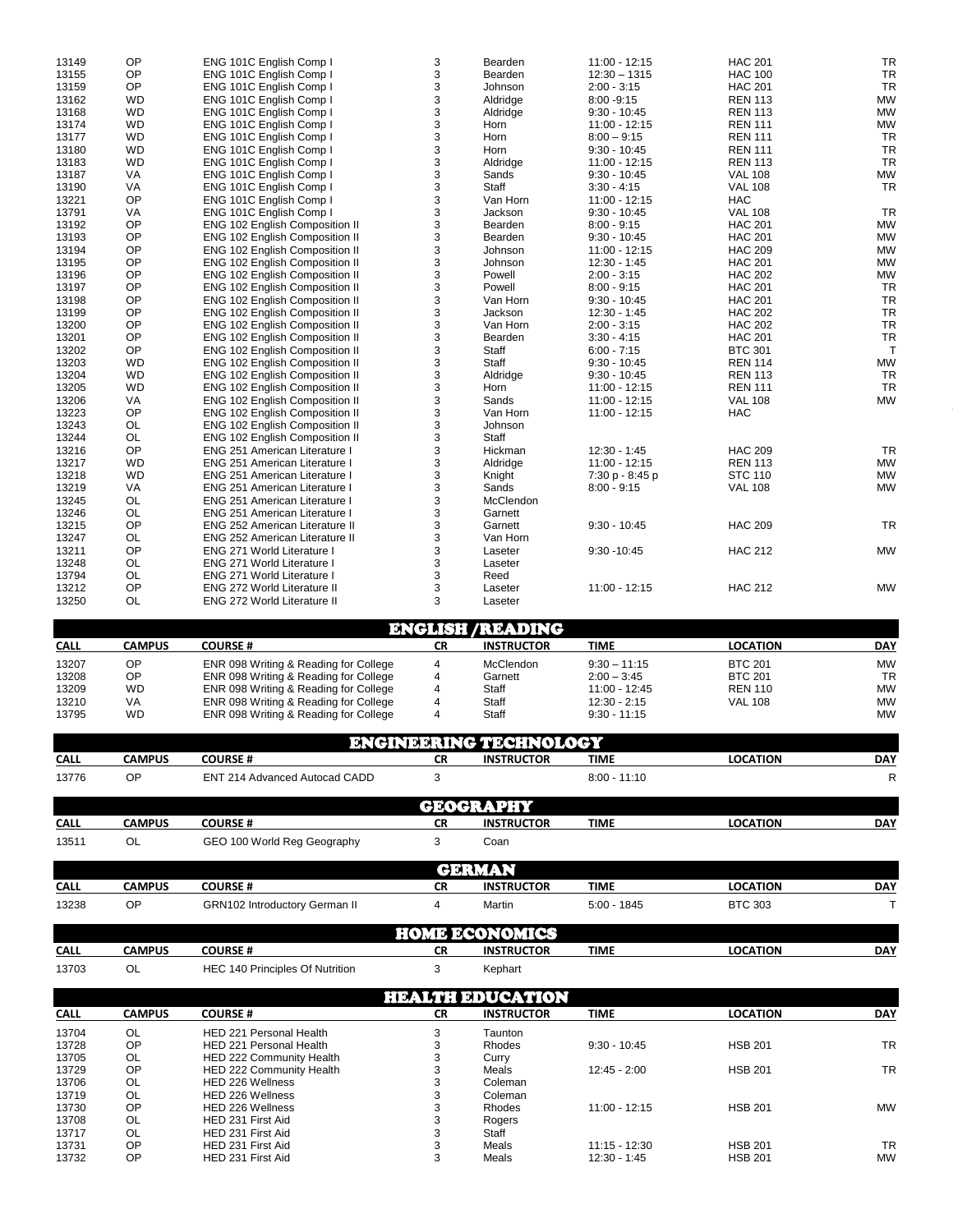| CALL | CAMPUS | COURSE # | CR | INSTRUCTOR | TIME | LOCATION | DAY |
|---|---|---|---|---|---|---|---|
| 13149 | OP | ENG 101C English Comp I | 3 | Bearden | 11:00 - 12:15 | HAC 201 | TR |
| 13155 | OP | ENG 101C English Comp I | 3 | Bearden | 12:30 – 1315 | HAC 100 | TR |
| 13159 | OP | ENG 101C English Comp I | 3 | Johnson | 2:00 - 3:15 | HAC 201 | TR |
| 13162 | WD | ENG 101C English Comp I | 3 | Aldridge | 8:00 -9:15 | REN 113 | MW |
| 13168 | WD | ENG 101C English Comp I | 3 | Aldridge | 9:30 - 10:45 | REN 113 | MW |
| 13174 | WD | ENG 101C English Comp I | 3 | Horn | 11:00 - 12:15 | REN 111 | MW |
| 13177 | WD | ENG 101C English Comp I | 3 | Horn | 8:00 – 9:15 | REN 111 | TR |
| 13180 | WD | ENG 101C English Comp I | 3 | Horn | 9:30 - 10:45 | REN 111 | TR |
| 13183 | WD | ENG 101C English Comp I | 3 | Aldridge | 11:00 - 12:15 | REN 113 | TR |
| 13187 | VA | ENG 101C English Comp I | 3 | Sands | 9:30 - 10:45 | VAL 108 | MW |
| 13190 | VA | ENG 101C English Comp I | 3 | Staff | 3:30 - 4:15 | VAL 108 | TR |
| 13221 | OP | ENG 101C English Comp I | 3 | Van Horn | 11:00 - 12:15 | HAC | |
| 13791 | VA | ENG 101C English Comp I | 3 | Jackson | 9:30 - 10:45 | VAL 108 | TR |
| 13192 | OP | ENG 102 English Composition II | 3 | Bearden | 8:00 - 9:15 | HAC 201 | MW |
| 13193 | OP | ENG 102 English Composition II | 3 | Bearden | 9:30 - 10:45 | HAC 201 | MW |
| 13194 | OP | ENG 102 English Composition II | 3 | Johnson | 11:00 - 12:15 | HAC 209 | MW |
| 13195 | OP | ENG 102 English Composition II | 3 | Johnson | 12:30 - 1:45 | HAC 201 | MW |
| 13196 | OP | ENG 102 English Composition II | 3 | Powell | 2:00 - 3:15 | HAC 202 | MW |
| 13197 | OP | ENG 102 English Composition II | 3 | Powell | 8:00 - 9:15 | HAC 201 | TR |
| 13198 | OP | ENG 102 English Composition II | 3 | Van Horn | 9:30 - 10:45 | HAC 201 | TR |
| 13199 | OP | ENG 102 English Composition II | 3 | Jackson | 12:30 - 1:45 | HAC 202 | TR |
| 13200 | OP | ENG 102 English Composition II | 3 | Van Horn | 2:00 - 3:15 | HAC 202 | TR |
| 13201 | OP | ENG 102 English Composition II | 3 | Bearden | 3:30 - 4:15 | HAC 201 | TR |
| 13202 | OP | ENG 102 English Composition II | 3 | Staff | 6:00 - 7:15 | BTC 301 | T |
| 13203 | WD | ENG 102 English Composition II | 3 | Staff | 9:30 - 10:45 | REN 114 | MW |
| 13204 | WD | ENG 102 English Composition II | 3 | Aldridge | 9:30 - 10:45 | REN 113 | TR |
| 13205 | WD | ENG 102 English Composition II | 3 | Horn | 11:00 - 12:15 | REN 111 | TR |
| 13206 | VA | ENG 102 English Composition II | 3 | Sands | 11:00 - 12:15 | VAL 108 | MW |
| 13223 | OP | ENG 102 English Composition II | 3 | Van Horn | 11:00 - 12:15 | HAC | |
| 13243 | OL | ENG 102 English Composition II | 3 | Johnson | | | |
| 13244 | OL | ENG 102 English Composition II | 3 | Staff | | | |
| 13216 | OP | ENG 251 American Literature I | 3 | Hickman | 12:30 - 1:45 | HAC 209 | TR |
| 13217 | WD | ENG 251 American Literature I | 3 | Aldridge | 11:00 - 12:15 | REN 113 | MW |
| 13218 | WD | ENG 251 American Literature I | 3 | Knight | 7:30 p - 8:45 p | STC 110 | MW |
| 13219 | VA | ENG 251 American Literature I | 3 | Sands | 8:00 - 9:15 | VAL 108 | MW |
| 13245 | OL | ENG 251 American Literature I | 3 | McClendon | | | |
| 13246 | OL | ENG 251 American Literature I | 3 | Garnett | | | |
| 13215 | OP | ENG 252 American Literature II | 3 | Garnett | 9:30 - 10:45 | HAC 209 | TR |
| 13247 | OL | ENG 252 American Literature II | 3 | Van Horn | | | |
| 13211 | OP | ENG 271 World Literature I | 3 | Laseter | 9:30 -10:45 | HAC 212 | MW |
| 13248 | OL | ENG 271 World Literature I | 3 | Laseter | | | |
| 13794 | OL | ENG 271 World Literature I | 3 | Reed | | | |
| 13212 | OP | ENG 272 World Literature II | 3 | Laseter | 11:00 - 12:15 | HAC 212 | MW |
| 13250 | OL | ENG 272 World Literature II | 3 | Laseter | | | |

## ENGLISH /READING

| CALL | CAMPUS | COURSE # | CR | INSTRUCTOR | TIME | LOCATION | DAY |
|---|---|---|---|---|---|---|---|
| 13207 | OP | ENR 098 Writing & Reading for College | 4 | McClendon | 9:30 – 11:15 | BTC 201 | MW |
| 13208 | OP | ENR 098 Writing & Reading for College | 4 | Garnett | 2:00 – 3:45 | BTC 201 | TR |
| 13209 | WD | ENR 098 Writing & Reading for College | 4 | Staff | 11:00 - 12:45 | REN 110 | MW |
| 13210 | VA | ENR 098 Writing & Reading for College | 4 | Staff | 12:30 - 2:15 | VAL 108 | MW |
| 13795 | WD | ENR 098 Writing & Reading for College | 4 | Staff | 9:30 - 11:15 | | MW |

## ENGINEERING TECHNOLOGY

| CALL | CAMPUS | COURSE # | CR | INSTRUCTOR | TIME | LOCATION | DAY |
|---|---|---|---|---|---|---|---|
| 13776 | OP | ENT 214 Advanced Autocad CADD | 3 | | 8:00 - 11:10 | | R |

## GEOGRAPHY

| CALL | CAMPUS | COURSE # | CR | INSTRUCTOR | TIME | LOCATION | DAY |
|---|---|---|---|---|---|---|---|
| 13511 | OL | GEO 100 World Reg Geography | 3 | Coan | | | |

## GERMAN

| CALL | CAMPUS | COURSE # | CR | INSTRUCTOR | TIME | LOCATION | DAY |
|---|---|---|---|---|---|---|---|
| 13238 | OP | GRN102 Introductory German II | 4 | Martin | 5:00 - 1845 | BTC 303 | T |

## HOME ECONOMICS

| CALL | CAMPUS | COURSE # | CR | INSTRUCTOR | TIME | LOCATION | DAY |
|---|---|---|---|---|---|---|---|
| 13703 | OL | HEC 140 Principles Of Nutrition | 3 | Kephart | | | |

## HEALTH EDUCATION

| CALL | CAMPUS | COURSE # | CR | INSTRUCTOR | TIME | LOCATION | DAY |
|---|---|---|---|---|---|---|---|
| 13704 | OL | HED 221 Personal Health | 3 | Taunton | | | |
| 13728 | OP | HED 221 Personal Health | 3 | Rhodes | 9:30 - 10:45 | HSB 201 | TR |
| 13705 | OL | HED 222 Community Health | 3 | Curry | | | |
| 13729 | OP | HED 222 Community Health | 3 | Meals | 12:45 - 2:00 | HSB 201 | TR |
| 13706 | OL | HED 226 Wellness | 3 | Coleman | | | |
| 13719 | OL | HED 226 Wellness | 3 | Coleman | | | |
| 13730 | OP | HED 226 Wellness | 3 | Rhodes | 11:00 - 12:15 | HSB 201 | MW |
| 13708 | OL | HED 231 First Aid | 3 | Rogers | | | |
| 13717 | OL | HED 231 First Aid | 3 | Staff | | | |
| 13731 | OP | HED 231 First Aid | 3 | Meals | 11:15 - 12:30 | HSB 201 | TR |
| 13732 | OP | HED 231 First Aid | 3 | Meals | 12:30 - 1:45 | HSB 201 | MW |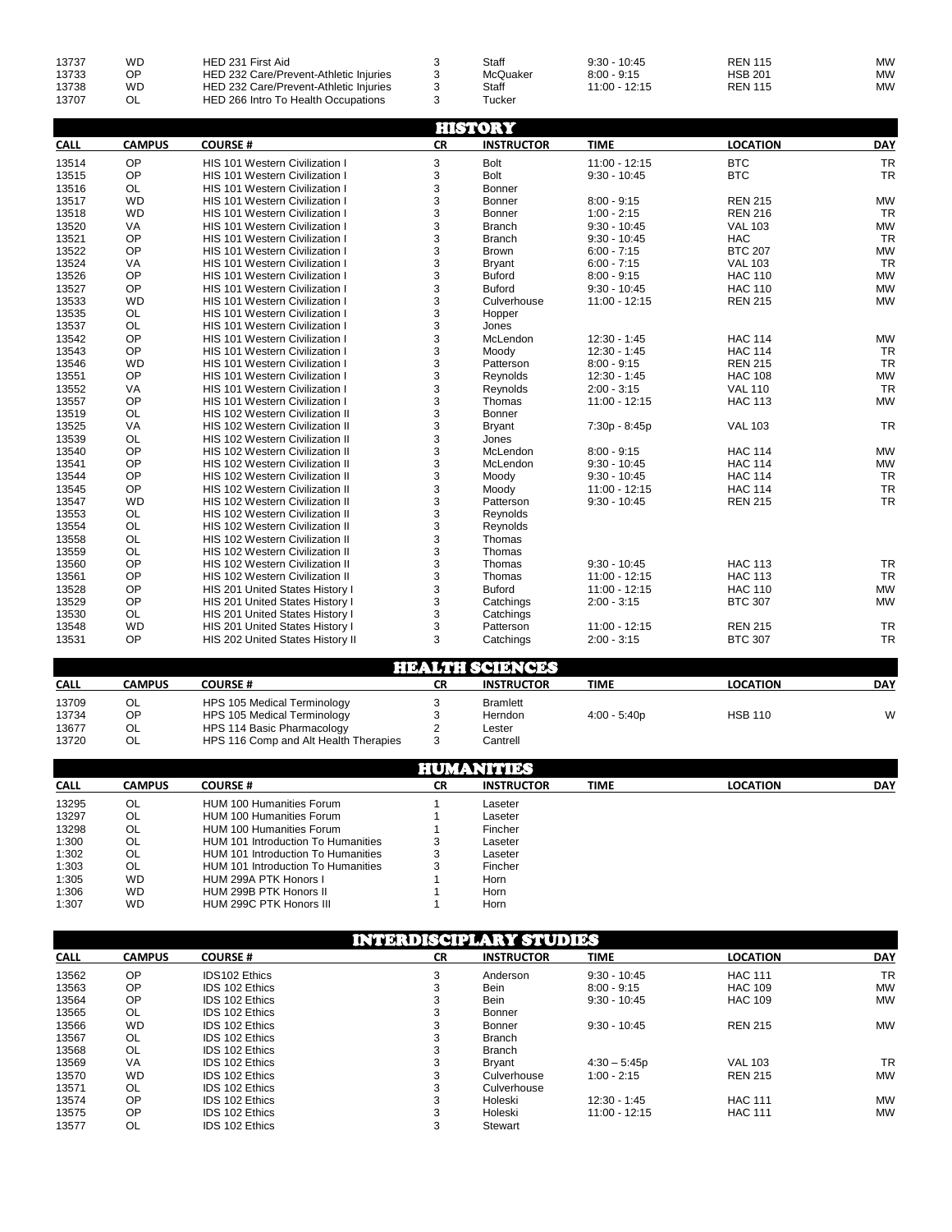| CALL | CAMPUS | COURSE # | CR | INSTRUCTOR | TIME | LOCATION | DAY |
|---|---|---|---|---|---|---|---|
| 13737 | WD | HED 231 First Aid | 3 | Staff | 9:30 - 10:45 | REN 115 | MW |
| 13733 | OP | HED 232 Care/Prevent-Athletic Injuries | 3 | McQuaker | 8:00 - 9:15 | HSB 201 | MW |
| 13738 | WD | HED 232 Care/Prevent-Athletic Injuries | 3 | Staff | 11:00 - 12:15 | REN 115 | MW |
| 13707 | OL | HED 266 Intro To Health Occupations | 3 | Tucker | | | |

## HISTORY

| CALL | CAMPUS | COURSE # | CR | INSTRUCTOR | TIME | LOCATION | DAY |
|---|---|---|---|---|---|---|---|
| 13514 | OP | HIS 101 Western Civilization I | 3 | Bolt | 11:00 - 12:15 | BTC | TR |
| 13515 | OP | HIS 101 Western Civilization I | 3 | Bolt | 9:30 - 10:45 | BTC | TR |
| 13516 | OL | HIS 101 Western Civilization I | 3 | Bonner | | | |
| 13517 | WD | HIS 101 Western Civilization I | 3 | Bonner | 8:00 - 9:15 | REN 215 | MW |
| 13518 | WD | HIS 101 Western Civilization I | 3 | Bonner | 1:00 - 2:15 | REN 216 | TR |
| 13520 | VA | HIS 101 Western Civilization I | 3 | Branch | 9:30 - 10:45 | VAL 103 | MW |
| 13521 | OP | HIS 101 Western Civilization I | 3 | Branch | 9:30 - 10:45 | HAC | TR |
| 13522 | OP | HIS 101 Western Civilization I | 3 | Brown | 6:00 - 7:15 | BTC 207 | MW |
| 13524 | VA | HIS 101 Western Civilization I | 3 | Bryant | 6:00 - 7:15 | VAL 103 | TR |
| 13526 | OP | HIS 101 Western Civilization I | 3 | Buford | 8:00 - 9:15 | HAC 110 | MW |
| 13527 | OP | HIS 101 Western Civilization I | 3 | Buford | 9:30 - 10:45 | HAC 110 | MW |
| 13533 | WD | HIS 101 Western Civilization I | 3 | Culverhouse | 11:00 - 12:15 | REN 215 | MW |
| 13535 | OL | HIS 101 Western Civilization I | 3 | Hopper | | | |
| 13537 | OL | HIS 101 Western Civilization I | 3 | Jones | | | |
| 13542 | OP | HIS 101 Western Civilization I | 3 | McLendon | 12:30 - 1:45 | HAC 114 | MW |
| 13543 | OP | HIS 101 Western Civilization I | 3 | Moody | 12:30 - 1:45 | HAC 114 | TR |
| 13546 | WD | HIS 101 Western Civilization I | 3 | Patterson | 8:00 - 9:15 | REN 215 | TR |
| 13551 | OP | HIS 101 Western Civilization I | 3 | Reynolds | 12:30 - 1:45 | HAC 108 | MW |
| 13552 | VA | HIS 101 Western Civilization I | 3 | Reynolds | 2:00 - 3:15 | VAL 110 | TR |
| 13557 | OP | HIS 101 Western Civilization I | 3 | Thomas | 11:00 - 12:15 | HAC 113 | MW |
| 13519 | OL | HIS 102 Western Civilization II | 3 | Bonner | | | |
| 13525 | VA | HIS 102 Western Civilization II | 3 | Bryant | 7:30p - 8:45p | VAL 103 | TR |
| 13539 | OL | HIS 102 Western Civilization II | 3 | Jones | | | |
| 13540 | OP | HIS 102 Western Civilization II | 3 | McLendon | 8:00 - 9:15 | HAC 114 | MW |
| 13541 | OP | HIS 102 Western Civilization II | 3 | McLendon | 9:30 - 10:45 | HAC 114 | MW |
| 13544 | OP | HIS 102 Western Civilization II | 3 | Moody | 9:30 - 10:45 | HAC 114 | TR |
| 13545 | OP | HIS 102 Western Civilization II | 3 | Moody | 11:00 - 12:15 | HAC 114 | TR |
| 13547 | WD | HIS 102 Western Civilization II | 3 | Patterson | 9:30 - 10:45 | REN 215 | TR |
| 13553 | OL | HIS 102 Western Civilization II | 3 | Reynolds | | | |
| 13554 | OL | HIS 102 Western Civilization II | 3 | Reynolds | | | |
| 13558 | OL | HIS 102 Western Civilization II | 3 | Thomas | | | |
| 13559 | OL | HIS 102 Western Civilization II | 3 | Thomas | | | |
| 13560 | OP | HIS 102 Western Civilization II | 3 | Thomas | 9:30 - 10:45 | HAC 113 | TR |
| 13561 | OP | HIS 102 Western Civilization II | 3 | Thomas | 11:00 - 12:15 | HAC 113 | TR |
| 13528 | OP | HIS 201 United States History I | 3 | Buford | 11:00 - 12:15 | HAC 110 | MW |
| 13529 | OP | HIS 201 United States History I | 3 | Catchings | 2:00 - 3:15 | BTC 307 | MW |
| 13530 | OL | HIS 201 United States History I | 3 | Catchings | | | |
| 13548 | WD | HIS 201 United States History I | 3 | Patterson | 11:00 - 12:15 | REN 215 | TR |
| 13531 | OP | HIS 202 United States History II | 3 | Catchings | 2:00 - 3:15 | BTC 307 | TR |

## HEALTH SCIENCES

| CALL | CAMPUS | COURSE # | CR | INSTRUCTOR | TIME | LOCATION | DAY |
|---|---|---|---|---|---|---|---|
| 13709 | OL | HPS 105 Medical Terminology | 3 | Bramlett | | | |
| 13734 | OP | HPS 105 Medical Terminology | 3 | Herndon | 4:00 - 5:40p | HSB 110 | W |
| 13677 | OL | HPS 114 Basic Pharmacology | 2 | Lester | | | |
| 13720 | OL | HPS 116 Comp and Alt Health Therapies | 3 | Cantrell | | | |

## HUMANITIES

| CALL | CAMPUS | COURSE # | CR | INSTRUCTOR | TIME | LOCATION | DAY |
|---|---|---|---|---|---|---|---|
| 13295 | OL | HUM 100 Humanities Forum | 1 | Laseter | | | |
| 13297 | OL | HUM 100 Humanities Forum | 1 | Laseter | | | |
| 13298 | OL | HUM 100 Humanities Forum | 1 | Fincher | | | |
| 1:300 | OL | HUM 101 Introduction To Humanities | 3 | Laseter | | | |
| 1:302 | OL | HUM 101 Introduction To Humanities | 3 | Laseter | | | |
| 1:303 | OL | HUM 101 Introduction To Humanities | 3 | Fincher | | | |
| 1:305 | WD | HUM 299A PTK Honors I | 1 | Horn | | | |
| 1:306 | WD | HUM 299B PTK Honors II | 1 | Horn | | | |
| 1:307 | WD | HUM 299C PTK Honors III | 1 | Horn | | | |

## INTERDISCIPLINARY STUDIES

| CALL | CAMPUS | COURSE # | CR | INSTRUCTOR | TIME | LOCATION | DAY |
|---|---|---|---|---|---|---|---|
| 13562 | OP | IDS102 Ethics | 3 | Anderson | 9:30 - 10:45 | HAC 111 | TR |
| 13563 | OP | IDS 102 Ethics | 3 | Bein | 8:00 - 9:15 | HAC 109 | MW |
| 13564 | OP | IDS 102 Ethics | 3 | Bein | 9:30 - 10:45 | HAC 109 | MW |
| 13565 | OL | IDS 102 Ethics | 3 | Bonner | | | |
| 13566 | WD | IDS 102 Ethics | 3 | Bonner | 9:30 - 10:45 | REN 215 | MW |
| 13567 | OL | IDS 102 Ethics | 3 | Branch | | | |
| 13568 | OL | IDS 102 Ethics | 3 | Branch | | | |
| 13569 | VA | IDS 102 Ethics | 3 | Bryant | 4:30 – 5:45p | VAL 103 | TR |
| 13570 | WD | IDS 102 Ethics | 3 | Culverhouse | 1:00 - 2:15 | REN 215 | MW |
| 13571 | OL | IDS 102 Ethics | 3 | Culverhouse | | | |
| 13574 | OP | IDS 102 Ethics | 3 | Holeski | 12:30 - 1:45 | HAC 111 | MW |
| 13575 | OP | IDS 102 Ethics | 3 | Holeski | 11:00 - 12:15 | HAC 111 | MW |
| 13577 | OL | IDS 102 Ethics | 3 | Stewart | | | |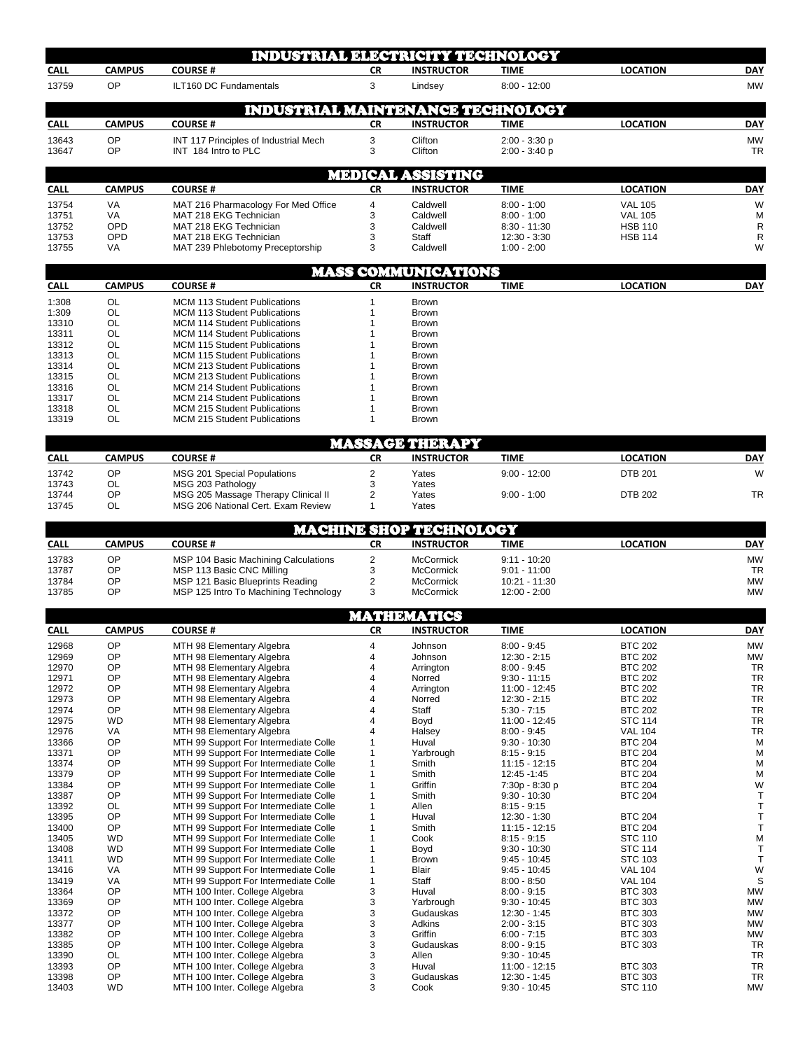## INDUSTRIAL ELECTRICITY TECHNOLOGY

| CALL | CAMPUS | COURSE # | CR | INSTRUCTOR | TIME | LOCATION | DAY |
|---|---|---|---|---|---|---|---|
| 13759 | OP | ILT160 DC Fundamentals | 3 | Lindsey | 8:00 - 12:00 | | MW |

## INDUSTRIAL MAINTENANCE TECHNOLOGY

| CALL | CAMPUS | COURSE # | CR | INSTRUCTOR | TIME | LOCATION | DAY |
|---|---|---|---|---|---|---|---|
| 13643 | OP | INT 117 Principles of Industrial Mech | 3 | Clifton | 2:00 - 3:30 p | | MW |
| 13647 | OP | INT 184 Intro to PLC | 3 | Clifton | 2:00 - 3:40 p | | TR |

## MEDICAL ASSISTING

| CALL | CAMPUS | COURSE # | CR | INSTRUCTOR | TIME | LOCATION | DAY |
|---|---|---|---|---|---|---|---|
| 13754 | VA | MAT 216 Pharmacology For Med Office | 4 | Caldwell | 8:00 - 1:00 | VAL 105 | W |
| 13751 | VA | MAT 218 EKG Technician | 3 | Caldwell | 8:00 - 1:00 | VAL 105 | M |
| 13752 | OPD | MAT 218 EKG Technician | 3 | Caldwell | 8:30 - 11:30 | HSB 110 | R |
| 13753 | OPD | MAT 218 EKG Technician | 3 | Staff | 12:30 - 3:30 | HSB 114 | R |
| 13755 | VA | MAT 239 Phlebotomy Preceptorship | 3 | Caldwell | 1:00 - 2:00 | | W |

## MASS COMMUNICATIONS

| CALL | CAMPUS | COURSE # | CR | INSTRUCTOR | TIME | LOCATION | DAY |
|---|---|---|---|---|---|---|---|
| 1:308 | OL | MCM 113 Student Publications | 1 | Brown | | | |
| 1:309 | OL | MCM 113 Student Publications | 1 | Brown | | | |
| 13310 | OL | MCM 114 Student Publications | 1 | Brown | | | |
| 13311 | OL | MCM 114 Student Publications | 1 | Brown | | | |
| 13312 | OL | MCM 115 Student Publications | 1 | Brown | | | |
| 13313 | OL | MCM 115 Student Publications | 1 | Brown | | | |
| 13314 | OL | MCM 213 Student Publications | 1 | Brown | | | |
| 13315 | OL | MCM 213 Student Publications | 1 | Brown | | | |
| 13316 | OL | MCM 214 Student Publications | 1 | Brown | | | |
| 13317 | OL | MCM 214 Student Publications | 1 | Brown | | | |
| 13318 | OL | MCM 215 Student Publications | 1 | Brown | | | |
| 13319 | OL | MCM 215 Student Publications | 1 | Brown | | | |

## MASSAGE THERAPY

| CALL | CAMPUS | COURSE # | CR | INSTRUCTOR | TIME | LOCATION | DAY |
|---|---|---|---|---|---|---|---|
| 13742 | OP | MSG 201 Special Populations | 2 | Yates | 9:00 - 12:00 | DTB 201 | W |
| 13743 | OL | MSG 203 Pathology | 3 | Yates | | | |
| 13744 | OP | MSG 205 Massage Therapy Clinical II | 2 | Yates | 9:00 - 1:00 | DTB 202 | TR |
| 13745 | OL | MSG 206 National Cert. Exam Review | 1 | Yates | | | |

## MACHINE SHOP TECHNOLOGY

| CALL | CAMPUS | COURSE # | CR | INSTRUCTOR | TIME | LOCATION | DAY |
|---|---|---|---|---|---|---|---|
| 13783 | OP | MSP 104 Basic Machining Calculations | 2 | McCormick | 9:11 - 10:20 | | MW |
| 13787 | OP | MSP 113 Basic CNC Milling | 3 | McCormick | 9:01 - 11:00 | | TR |
| 13784 | OP | MSP 121 Basic Blueprints Reading | 2 | McCormick | 10:21 - 11:30 | | MW |
| 13785 | OP | MSP 125 Intro To Machining Technology | 3 | McCormick | 12:00 - 2:00 | | MW |

## MATHEMATICS

| CALL | CAMPUS | COURSE # | CR | INSTRUCTOR | TIME | LOCATION | DAY |
|---|---|---|---|---|---|---|---|
| 12968 | OP | MTH 98 Elementary Algebra | 4 | Johnson | 8:00 - 9:45 | BTC 202 | MW |
| 12969 | OP | MTH 98 Elementary Algebra | 4 | Johnson | 12:30 - 2:15 | BTC 202 | MW |
| 12970 | OP | MTH 98 Elementary Algebra | 4 | Arrington | 8:00 - 9:45 | BTC 202 | TR |
| 12971 | OP | MTH 98 Elementary Algebra | 4 | Norred | 9:30 - 11:15 | BTC 202 | TR |
| 12972 | OP | MTH 98 Elementary Algebra | 4 | Arrington | 11:00 - 12:45 | BTC 202 | TR |
| 12973 | OP | MTH 98 Elementary Algebra | 4 | Norred | 12:30 - 2:15 | BTC 202 | TR |
| 12974 | OP | MTH 98 Elementary Algebra | 4 | Staff | 5:30 - 7:15 | BTC 202 | TR |
| 12975 | WD | MTH 98 Elementary Algebra | 4 | Boyd | 11:00 - 12:45 | STC 114 | TR |
| 12976 | VA | MTH 98 Elementary Algebra | 4 | Halsey | 8:00 - 9:45 | VAL 104 | TR |
| 13366 | OP | MTH 99 Support For Intermediate Colle | 1 | Huval | 9:30 - 10:30 | BTC 204 | M |
| 13371 | OP | MTH 99 Support For Intermediate Colle | 1 | Yarbrough | 8:15 - 9:15 | BTC 204 | M |
| 13374 | OP | MTH 99 Support For Intermediate Colle | 1 | Smith | 11:15 - 12:15 | BTC 204 | M |
| 13379 | OP | MTH 99 Support For Intermediate Colle | 1 | Smith | 12:45 -1:45 | BTC 204 | M |
| 13384 | OP | MTH 99 Support For Intermediate Colle | 1 | Griffin | 7:30p - 8:30 p | BTC 204 | W |
| 13387 | OP | MTH 99 Support For Intermediate Colle | 1 | Smith | 9:30 - 10:30 | BTC 204 | T |
| 13392 | OL | MTH 99 Support For Intermediate Colle | 1 | Allen | 8:15 - 9:15 | | T |
| 13395 | OP | MTH 99 Support For Intermediate Colle | 1 | Huval | 12:30 - 1:30 | BTC 204 | T |
| 13400 | OP | MTH 99 Support For Intermediate Colle | 1 | Smith | 11:15 - 12:15 | BTC 204 | T |
| 13405 | WD | MTH 99 Support For Intermediate Colle | 1 | Cook | 8:15 - 9:15 | STC 110 | M |
| 13408 | WD | MTH 99 Support For Intermediate Colle | 1 | Boyd | 9:30 - 10:30 | STC 114 | T |
| 13411 | WD | MTH 99 Support For Intermediate Colle | 1 | Brown | 9:45 - 10:45 | STC 103 | T |
| 13416 | VA | MTH 99 Support For Intermediate Colle | 1 | Blair | 9:45 - 10:45 | VAL 104 | W |
| 13419 | VA | MTH 99 Support For Intermediate Colle | 1 | Staff | 8:00 - 8:50 | VAL 104 | S |
| 13364 | OP | MTH 100 Inter. College Algebra | 3 | Huval | 8:00 - 9:15 | BTC 303 | MW |
| 13369 | OP | MTH 100 Inter. College Algebra | 3 | Yarbrough | 9:30 - 10:45 | BTC 303 | MW |
| 13372 | OP | MTH 100 Inter. College Algebra | 3 | Gudauskas | 12:30 - 1:45 | BTC 303 | MW |
| 13377 | OP | MTH 100 Inter. College Algebra | 3 | Adkins | 2:00 - 3:15 | BTC 303 | MW |
| 13382 | OP | MTH 100 Inter. College Algebra | 3 | Griffin | 6:00 - 7:15 | BTC 303 | MW |
| 13385 | OP | MTH 100 Inter. College Algebra | 3 | Gudauskas | 8:00 - 9:15 | BTC 303 | TR |
| 13390 | OL | MTH 100 Inter. College Algebra | 3 | Allen | 9:30 - 10:45 | | TR |
| 13393 | OP | MTH 100 Inter. College Algebra | 3 | Huval | 11:00 - 12:15 | BTC 303 | TR |
| 13398 | OP | MTH 100 Inter. College Algebra | 3 | Gudauskas | 12:30 - 1:45 | BTC 303 | TR |
| 13403 | WD | MTH 100 Inter. College Algebra | 3 | Cook | 9:30 - 10:45 | STC 110 | MW |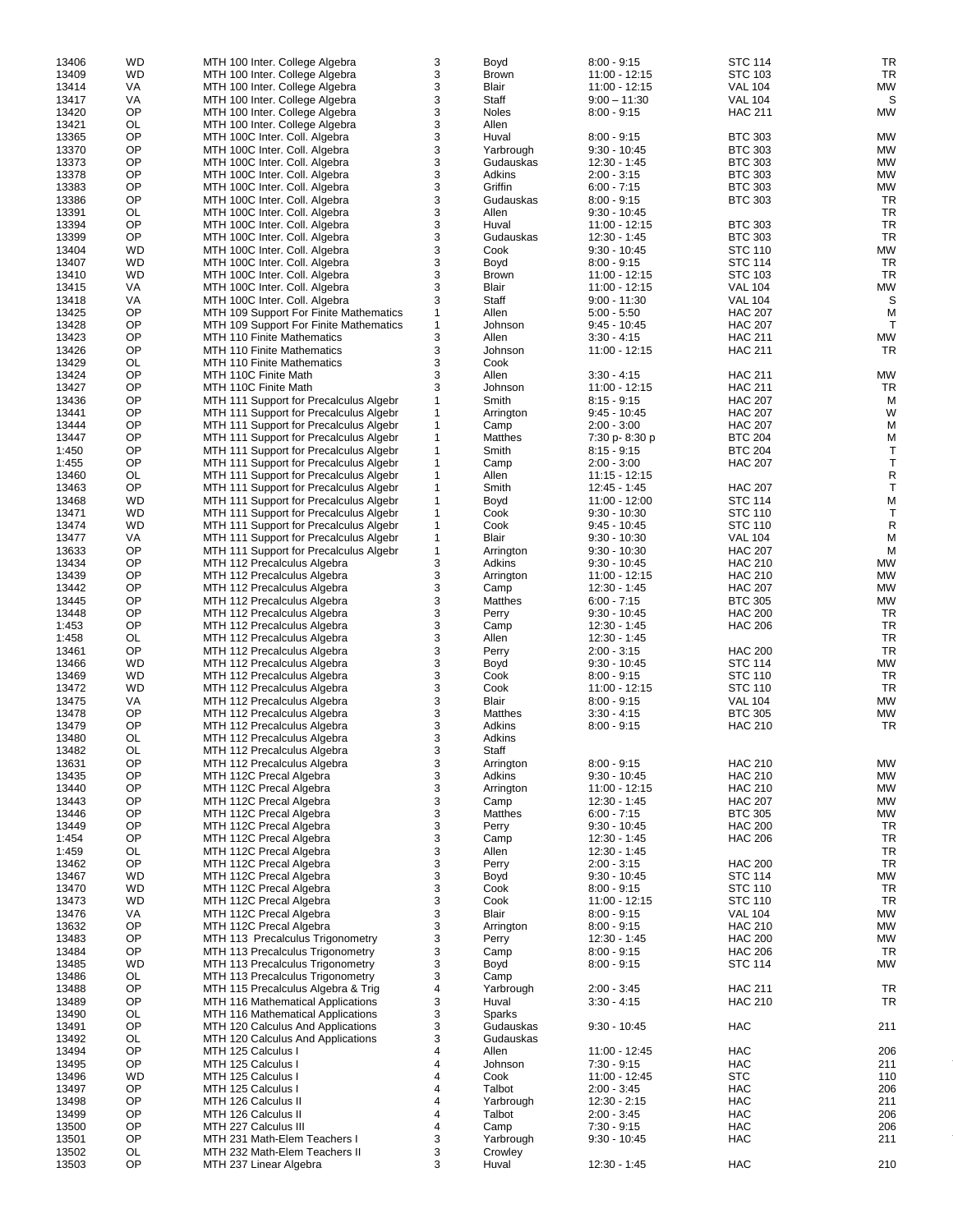| | | | | | | | |
|---|---|---|---|---|---|---|---|
| 13406 | WD | MTH 100 Inter. College Algebra | 3 | Boyd | 8:00 - 9:15 | STC 114 | TR |
| 13409 | WD | MTH 100 Inter. College Algebra | 3 | Brown | 11:00 - 12:15 | STC 103 | TR |
| 13414 | VA | MTH 100 Inter. College Algebra | 3 | Blair | 11:00 - 12:15 | VAL 104 | MW |
| 13417 | VA | MTH 100 Inter. College Algebra | 3 | Staff | 9:00 – 11:30 | VAL 104 | S |
| 13420 | OP | MTH 100 Inter. College Algebra | 3 | Noles | 8:00 - 9:15 | HAC 211 | MW |
| 13421 | OL | MTH 100 Inter. College Algebra | 3 | Allen | | | |
| 13365 | OP | MTH 100C Inter. Coll. Algebra | 3 | Huval | 8:00 - 9:15 | BTC 303 | MW |
| 13370 | OP | MTH 100C Inter. Coll. Algebra | 3 | Yarbrough | 9:30 - 10:45 | BTC 303 | MW |
| 13373 | OP | MTH 100C Inter. Coll. Algebra | 3 | Gudauskas | 12:30 - 1:45 | BTC 303 | MW |
| 13378 | OP | MTH 100C Inter. Coll. Algebra | 3 | Adkins | 2:00 - 3:15 | BTC 303 | MW |
| 13383 | OP | MTH 100C Inter. Coll. Algebra | 3 | Griffin | 6:00 - 7:15 | BTC 303 | MW |
| 13386 | OP | MTH 100C Inter. Coll. Algebra | 3 | Gudauskas | 8:00 - 9:15 | BTC 303 | TR |
| 13391 | OL | MTH 100C Inter. Coll. Algebra | 3 | Allen | 9:30 - 10:45 | | TR |
| 13394 | OP | MTH 100C Inter. Coll. Algebra | 3 | Huval | 11:00 - 12:15 | BTC 303 | TR |
| 13399 | OP | MTH 100C Inter. Coll. Algebra | 3 | Gudauskas | 12:30 - 1:45 | BTC 303 | TR |
| 13404 | WD | MTH 100C Inter. Coll. Algebra | 3 | Cook | 9:30 - 10:45 | STC 110 | MW |
| 13407 | WD | MTH 100C Inter. Coll. Algebra | 3 | Boyd | 8:00 - 9:15 | STC 114 | TR |
| 13410 | WD | MTH 100C Inter. Coll. Algebra | 3 | Brown | 11:00 - 12:15 | STC 103 | TR |
| 13415 | VA | MTH 100C Inter. Coll. Algebra | 3 | Blair | 11:00 - 12:15 | VAL 104 | MW |
| 13418 | VA | MTH 100C Inter. Coll. Algebra | 3 | Staff | 9:00 - 11:30 | VAL 104 | S |
| 13425 | OP | MTH 109 Support For Finite Mathematics | 1 | Allen | 5:00 - 5:50 | HAC 207 | M |
| 13428 | OP | MTH 109 Support For Finite Mathematics | 1 | Johnson | 9:45 - 10:45 | HAC 207 | T |
| 13423 | OP | MTH 110 Finite Mathematics | 3 | Allen | 3:30 - 4:15 | HAC 211 | MW |
| 13426 | OP | MTH 110 Finite Mathematics | 3 | Johnson | 11:00 - 12:15 | HAC 211 | TR |
| 13429 | OL | MTH 110 Finite Mathematics | 3 | Cook | | | |
| 13424 | OP | MTH 110C Finite Math | 3 | Allen | 3:30 - 4:15 | HAC 211 | MW |
| 13427 | OP | MTH 110C Finite Math | 3 | Johnson | 11:00 - 12:15 | HAC 211 | TR |
| 13436 | OP | MTH 111 Support for Precalculus Algebr | 1 | Smith | 8:15 - 9:15 | HAC 207 | M |
| 13441 | OP | MTH 111 Support for Precalculus Algebr | 1 | Arrington | 9:45 - 10:45 | HAC 207 | W |
| 13444 | OP | MTH 111 Support for Precalculus Algebr | 1 | Camp | 2:00 - 3:00 | HAC 207 | M |
| 13447 | OP | MTH 111 Support for Precalculus Algebr | 1 | Matthes | 7:30 p- 8:30 p | BTC 204 | M |
| 1:450 | OP | MTH 111 Support for Precalculus Algebr | 1 | Smith | 8:15 - 9:15 | BTC 204 | T |
| 1:455 | OP | MTH 111 Support for Precalculus Algebr | 1 | Camp | 2:00 - 3:00 | HAC 207 | T |
| 13460 | OL | MTH 111 Support for Precalculus Algebr | 1 | Allen | 11:15 - 12:15 | | R |
| 13463 | OP | MTH 111 Support for Precalculus Algebr | 1 | Smith | 12:45 - 1:45 | HAC 207 | T |
| 13468 | WD | MTH 111 Support for Precalculus Algebr | 1 | Boyd | 11:00 - 12:00 | STC 114 | M |
| 13471 | WD | MTH 111 Support for Precalculus Algebr | 1 | Cook | 9:30 - 10:30 | STC 110 | T |
| 13474 | WD | MTH 111 Support for Precalculus Algebr | 1 | Cook | 9:45 - 10:45 | STC 110 | R |
| 13477 | VA | MTH 111 Support for Precalculus Algebr | 1 | Blair | 9:30 - 10:30 | VAL 104 | M |
| 13633 | OP | MTH 111 Support for Precalculus Algebr | 1 | Arrington | 9:30 - 10:30 | HAC 207 | M |
| 13434 | OP | MTH 112 Precalculus Algebra | 3 | Adkins | 9:30 - 10:45 | HAC 210 | MW |
| 13439 | OP | MTH 112 Precalculus Algebra | 3 | Arrington | 11:00 - 12:15 | HAC 210 | MW |
| 13442 | OP | MTH 112 Precalculus Algebra | 3 | Camp | 12:30 - 1:45 | HAC 207 | MW |
| 13445 | OP | MTH 112 Precalculus Algebra | 3 | Matthes | 6:00 - 7:15 | BTC 305 | MW |
| 13448 | OP | MTH 112 Precalculus Algebra | 3 | Perry | 9:30 - 10:45 | HAC 200 | TR |
| 1:453 | OP | MTH 112 Precalculus Algebra | 3 | Camp | 12:30 - 1:45 | HAC 206 | TR |
| 1:458 | OL | MTH 112 Precalculus Algebra | 3 | Allen | 12:30 - 1:45 | | TR |
| 13461 | OP | MTH 112 Precalculus Algebra | 3 | Perry | 2:00 - 3:15 | HAC 200 | TR |
| 13466 | WD | MTH 112 Precalculus Algebra | 3 | Boyd | 9:30 - 10:45 | STC 114 | MW |
| 13469 | WD | MTH 112 Precalculus Algebra | 3 | Cook | 8:00 - 9:15 | STC 110 | TR |
| 13472 | WD | MTH 112 Precalculus Algebra | 3 | Cook | 11:00 - 12:15 | STC 110 | TR |
| 13475 | VA | MTH 112 Precalculus Algebra | 3 | Blair | 8:00 - 9:15 | VAL 104 | MW |
| 13478 | OP | MTH 112 Precalculus Algebra | 3 | Matthes | 3:30 - 4:15 | BTC 305 | MW |
| 13479 | OP | MTH 112 Precalculus Algebra | 3 | Adkins | 8:00 - 9:15 | HAC 210 | TR |
| 13480 | OL | MTH 112 Precalculus Algebra | 3 | Adkins | | | |
| 13482 | OL | MTH 112 Precalculus Algebra | 3 | Staff | | | |
| 13631 | OP | MTH 112 Precalculus Algebra | 3 | Arrington | 8:00 - 9:15 | HAC 210 | MW |
| 13435 | OP | MTH 112C Precal Algebra | 3 | Adkins | 9:30 - 10:45 | HAC 210 | MW |
| 13440 | OP | MTH 112C Precal Algebra | 3 | Arrington | 11:00 - 12:15 | HAC 210 | MW |
| 13443 | OP | MTH 112C Precal Algebra | 3 | Camp | 12:30 - 1:45 | HAC 207 | MW |
| 13446 | OP | MTH 112C Precal Algebra | 3 | Matthes | 6:00 - 7:15 | BTC 305 | MW |
| 13449 | OP | MTH 112C Precal Algebra | 3 | Perry | 9:30 - 10:45 | HAC 200 | TR |
| 1:454 | OP | MTH 112C Precal Algebra | 3 | Camp | 12:30 - 1:45 | HAC 206 | TR |
| 1:459 | OL | MTH 112C Precal Algebra | 3 | Allen | 12:30 - 1:45 | | TR |
| 13462 | OP | MTH 112C Precal Algebra | 3 | Perry | 2:00 - 3:15 | HAC 200 | TR |
| 13467 | WD | MTH 112C Precal Algebra | 3 | Boyd | 9:30 - 10:45 | STC 114 | MW |
| 13470 | WD | MTH 112C Precal Algebra | 3 | Cook | 8:00 - 9:15 | STC 110 | TR |
| 13473 | WD | MTH 112C Precal Algebra | 3 | Cook | 11:00 - 12:15 | STC 110 | TR |
| 13476 | VA | MTH 112C Precal Algebra | 3 | Blair | 8:00 - 9:15 | VAL 104 | MW |
| 13632 | OP | MTH 112C Precal Algebra | 3 | Arrington | 8:00 - 9:15 | HAC 210 | MW |
| 13483 | OP | MTH 113 Precalculus Trigonometry | 3 | Perry | 12:30 - 1:45 | HAC 200 | MW |
| 13484 | OP | MTH 113 Precalculus Trigonometry | 3 | Camp | 8:00 - 9:15 | HAC 206 | TR |
| 13485 | WD | MTH 113 Precalculus Trigonometry | 3 | Boyd | 8:00 - 9:15 | STC 114 | MW |
| 13486 | OL | MTH 113 Precalculus Trigonometry | 3 | Camp | | | |
| 13488 | OP | MTH 115 Precalculus Algebra & Trig | 4 | Yarbrough | 2:00 - 3:45 | HAC 211 | TR |
| 13489 | OP | MTH 116 Mathematical Applications | 3 | Huval | 3:30 - 4:15 | HAC 210 | TR |
| 13490 | OL | MTH 116 Mathematical Applications | 3 | Sparks | | | |
| 13491 | OP | MTH 120 Calculus And Applications | 3 | Gudauskas | 9:30 - 10:45 | HAC | 211 |
| 13492 | OL | MTH 120 Calculus And Applications | 3 | Gudauskas | | | |
| 13494 | OP | MTH 125 Calculus I | 4 | Allen | 11:00 - 12:45 | HAC | 206 |
| 13495 | OP | MTH 125 Calculus I | 4 | Johnson | 7:30 - 9:15 | HAC | 211 |
| 13496 | WD | MTH 125 Calculus I | 4 | Cook | 11:00 - 12:45 | STC | 110 |
| 13497 | OP | MTH 125 Calculus I | 4 | Talbot | 2:00 - 3:45 | HAC | 206 |
| 13498 | OP | MTH 126 Calculus II | 4 | Yarbrough | 12:30 - 2:15 | HAC | 211 |
| 13499 | OP | MTH 126 Calculus II | 4 | Talbot | 2:00 - 3:45 | HAC | 206 |
| 13500 | OP | MTH 227 Calculus III | 4 | Camp | 7:30 - 9:15 | HAC | 206 |
| 13501 | OP | MTH 231 Math-Elem Teachers I | 3 | Yarbrough | 9:30 - 10:45 | HAC | 211 |
| 13502 | OL | MTH 232 Math-Elem Teachers II | 3 | Crowley | | | |
| 13503 | OP | MTH 237 Linear Algebra | 3 | Huval | 12:30 - 1:45 | HAC | 210 |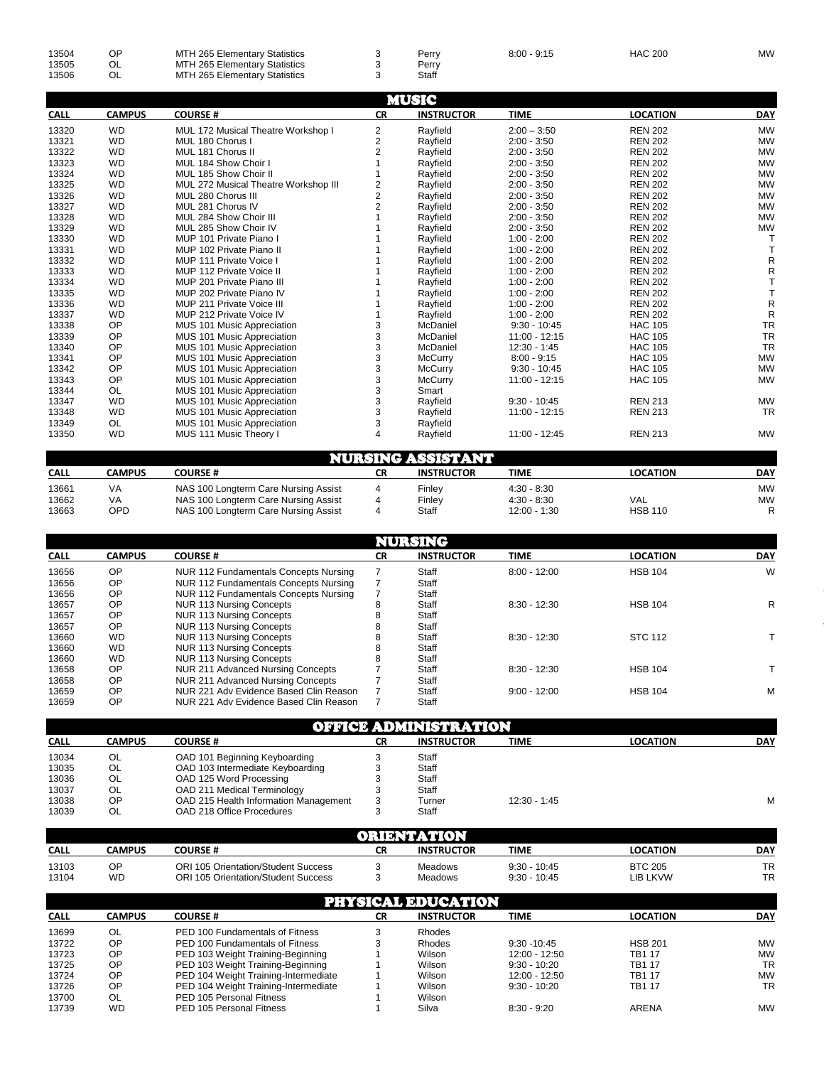| CALL | CAMPUS | COURSE # | CR | INSTRUCTOR | TIME | LOCATION | DAY |
|---|---|---|---|---|---|---|---|
| 13504 | OP | MTH 265 Elementary Statistics | 3 | Perry | 8:00 - 9:15 | HAC 200 | MW |
| 13505 | OL | MTH 265 Elementary Statistics | 3 | Perry | | | |
| 13506 | OL | MTH 265 Elementary Statistics | 3 | Staff | | | |

## MUSIC

| CALL | CAMPUS | COURSE # | CR | INSTRUCTOR | TIME | LOCATION | DAY |
|---|---|---|---|---|---|---|---|
| 13320 | WD | MUL 172 Musical Theatre Workshop I | 2 | Rayfield | 2:00 – 3:50 | REN 202 | MW |
| 13321 | WD | MUL 180 Chorus I | 2 | Rayfield | 2:00 - 3:50 | REN 202 | MW |
| 13322 | WD | MUL 181 Chorus II | 2 | Rayfield | 2:00 - 3:50 | REN 202 | MW |
| 13323 | WD | MUL 184 Show Choir I | 1 | Rayfield | 2:00 - 3:50 | REN 202 | MW |
| 13324 | WD | MUL 185 Show Choir II | 1 | Rayfield | 2:00 - 3:50 | REN 202 | MW |
| 13325 | WD | MUL 272 Musical Theatre Workshop III | 2 | Rayfield | 2:00 - 3:50 | REN 202 | MW |
| 13326 | WD | MUL 280 Chorus III | 2 | Rayfield | 2:00 - 3:50 | REN 202 | MW |
| 13327 | WD | MUL 281 Chorus IV | 2 | Rayfield | 2:00 - 3:50 | REN 202 | MW |
| 13328 | WD | MUL 284 Show Choir III | 1 | Rayfield | 2:00 - 3:50 | REN 202 | MW |
| 13329 | WD | MUL 285 Show Choir IV | 1 | Rayfield | 2:00 - 3:50 | REN 202 | MW |
| 13330 | WD | MUP 101 Private Piano I | 1 | Rayfield | 1:00 - 2:00 | REN 202 | T |
| 13331 | WD | MUP 102 Private Piano II | 1 | Rayfield | 1:00 - 2:00 | REN 202 | T |
| 13332 | WD | MUP 111 Private Voice I | 1 | Rayfield | 1:00 - 2:00 | REN 202 | R |
| 13333 | WD | MUP 112 Private Voice II | 1 | Rayfield | 1:00 - 2:00 | REN 202 | R |
| 13334 | WD | MUP 201 Private Piano III | 1 | Rayfield | 1:00 - 2:00 | REN 202 | T |
| 13335 | WD | MUP 202 Private Piano IV | 1 | Rayfield | 1:00 - 2:00 | REN 202 | T |
| 13336 | WD | MUP 211 Private Voice III | 1 | Rayfield | 1:00 - 2:00 | REN 202 | R |
| 13337 | WD | MUP 212 Private Voice IV | 1 | Rayfield | 1:00 - 2:00 | REN 202 | R |
| 13338 | OP | MUS 101 Music Appreciation | 3 | McDaniel | 9:30 - 10:45 | HAC 105 | TR |
| 13339 | OP | MUS 101 Music Appreciation | 3 | McDaniel | 11:00 - 12:15 | HAC 105 | TR |
| 13340 | OP | MUS 101 Music Appreciation | 3 | McDaniel | 12:30 - 1:45 | HAC 105 | TR |
| 13341 | OP | MUS 101 Music Appreciation | 3 | McCurry | 8:00 - 9:15 | HAC 105 | MW |
| 13342 | OP | MUS 101 Music Appreciation | 3 | McCurry | 9:30 - 10:45 | HAC 105 | MW |
| 13343 | OP | MUS 101 Music Appreciation | 3 | McCurry | 11:00 - 12:15 | HAC 105 | MW |
| 13344 | OL | MUS 101 Music Appreciation | 3 | Smart | | | |
| 13347 | WD | MUS 101 Music Appreciation | 3 | Rayfield | 9:30 - 10:45 | REN 213 | MW |
| 13348 | WD | MUS 101 Music Appreciation | 3 | Rayfield | 11:00 - 12:15 | REN 213 | TR |
| 13349 | OL | MUS 101 Music Appreciation | 3 | Rayfield | | | |
| 13350 | WD | MUS 111 Music Theory I | 4 | Rayfield | 11:00 - 12:45 | REN 213 | MW |

## NURSING ASSISTANT

| CALL | CAMPUS | COURSE # | CR | INSTRUCTOR | TIME | LOCATION | DAY |
|---|---|---|---|---|---|---|---|
| 13661 | VA | NAS 100 Longterm Care Nursing Assist | 4 | Finley | 4:30 - 8:30 | | MW |
| 13662 | VA | NAS 100 Longterm Care Nursing Assist | 4 | Finley | 4:30 - 8:30 | VAL | MW |
| 13663 | OPD | NAS 100 Longterm Care Nursing Assist | 4 | Staff | 12:00 - 1:30 | HSB 110 | R |

## NURSING

| CALL | CAMPUS | COURSE # | CR | INSTRUCTOR | TIME | LOCATION | DAY |
|---|---|---|---|---|---|---|---|
| 13656 | OP | NUR 112 Fundamentals Concepts Nursing | 7 | Staff | 8:00 - 12:00 | HSB 104 | W |
| 13656 | OP | NUR 112 Fundamentals Concepts Nursing | 7 | Staff | | | |
| 13656 | OP | NUR 112 Fundamentals Concepts Nursing | 7 | Staff | | | |
| 13657 | OP | NUR 113 Nursing Concepts | 8 | Staff | 8:30 - 12:30 | HSB 104 | R |
| 13657 | OP | NUR 113 Nursing Concepts | 8 | Staff | | | |
| 13657 | OP | NUR 113 Nursing Concepts | 8 | Staff | | | |
| 13660 | WD | NUR 113 Nursing Concepts | 8 | Staff | 8:30 - 12:30 | STC 112 | T |
| 13660 | WD | NUR 113 Nursing Concepts | 8 | Staff | | | |
| 13660 | WD | NUR 113 Nursing Concepts | 8 | Staff | | | |
| 13658 | OP | NUR 211 Advanced Nursing Concepts | 7 | Staff | 8:30 - 12:30 | HSB 104 | T |
| 13658 | OP | NUR 211 Advanced Nursing Concepts | 7 | Staff | | | |
| 13659 | OP | NUR 221 Adv Evidence Based Clin Reason | 7 | Staff | 9:00 - 12:00 | HSB 104 | M |
| 13659 | OP | NUR 221 Adv Evidence Based Clin Reason | 7 | Staff | | | |

## OFFICE ADMINISTRATION

| CALL | CAMPUS | COURSE # | CR | INSTRUCTOR | TIME | LOCATION | DAY |
|---|---|---|---|---|---|---|---|
| 13034 | OL | OAD 101 Beginning Keyboarding | 3 | Staff | | | |
| 13035 | OL | OAD 103 Intermediate Keyboarding | 3 | Staff | | | |
| 13036 | OL | OAD 125 Word Processing | 3 | Staff | | | |
| 13037 | OL | OAD 211 Medical Terminology | 3 | Staff | | | |
| 13038 | OP | OAD 215 Health Information Management | 3 | Turner | 12:30 - 1:45 | | M |
| 13039 | OL | OAD 218 Office Procedures | 3 | Staff | | | |

## ORIENTATION

| CALL | CAMPUS | COURSE # | CR | INSTRUCTOR | TIME | LOCATION | DAY |
|---|---|---|---|---|---|---|---|
| 13103 | OP | ORI 105 Orientation/Student Success | 3 | Meadows | 9:30 - 10:45 | BTC 205 | TR |
| 13104 | WD | ORI 105 Orientation/Student Success | 3 | Meadows | 9:30 - 10:45 | LIB LKVW | TR |

## PHYSICAL EDUCATION

| CALL | CAMPUS | COURSE # | CR | INSTRUCTOR | TIME | LOCATION | DAY |
|---|---|---|---|---|---|---|---|
| 13699 | OL | PED 100 Fundamentals of Fitness | 3 | Rhodes | | | |
| 13722 | OP | PED 100 Fundamentals of Fitness | 3 | Rhodes | 9:30 -10:45 | HSB 201 | MW |
| 13723 | OP | PED 103 Weight Training-Beginning | 1 | Wilson | 12:00 - 12:50 | TB1 17 | MW |
| 13725 | OP | PED 103 Weight Training-Beginning | 1 | Wilson | 9:30 - 10:20 | TB1 17 | TR |
| 13724 | OP | PED 104 Weight Training-Intermediate | 1 | Wilson | 12:00 - 12:50 | TB1 17 | MW |
| 13726 | OP | PED 104 Weight Training-Intermediate | 1 | Wilson | 9:30 - 10:20 | TB1 17 | TR |
| 13700 | OL | PED 105 Personal Fitness | 1 | Wilson | | | |
| 13739 | WD | PED 105 Personal Fitness | 1 | Silva | 8:30 - 9:20 | ARENA | MW |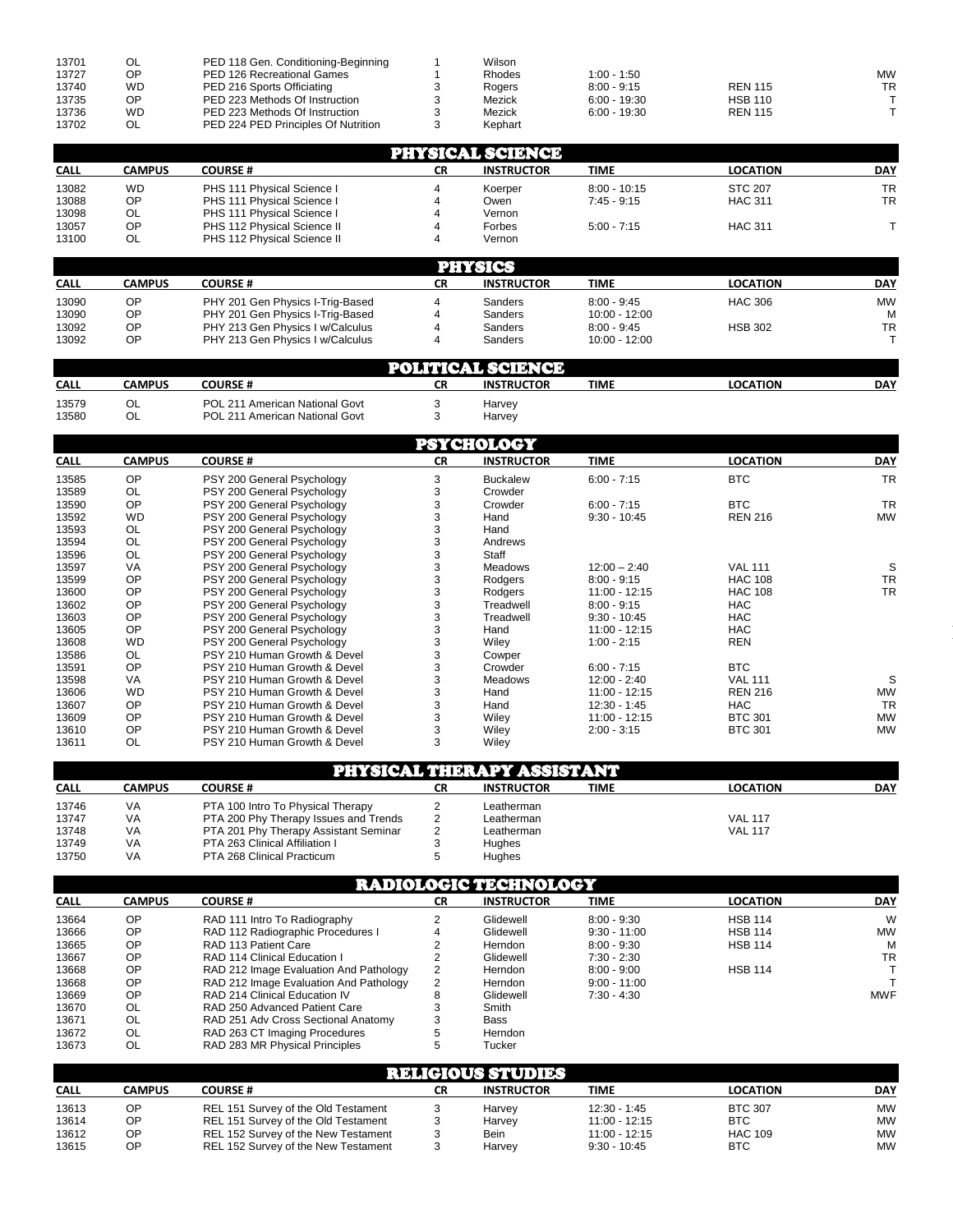| CALL | CAMPUS | COURSE # | CR | INSTRUCTOR | TIME | LOCATION | DAY |
|---|---|---|---|---|---|---|---|
| 13701 | OL | PED 118 Gen. Conditioning-Beginning | 1 | Wilson | | | |
| 13727 | OP | PED 126 Recreational Games | 1 | Rhodes | 1:00 - 1:50 | | MW |
| 13740 | WD | PED 216 Sports Officiating | 3 | Rogers | 8:00 - 9:15 | REN 115 | TR |
| 13735 | OP | PED 223 Methods Of Instruction | 3 | Mezick | 6:00 - 19:30 | HSB 110 | T |
| 13736 | WD | PED 223 Methods Of Instruction | 3 | Mezick | 6:00 - 19:30 | REN 115 | T |
| 13702 | OL | PED 224 PED Principles Of Nutrition | 3 | Kephart | | | |

## PHYSICAL SCIENCE

| CALL | CAMPUS | COURSE # | CR | INSTRUCTOR | TIME | LOCATION | DAY |
|---|---|---|---|---|---|---|---|
| 13082 | WD | PHS 111 Physical Science I | 4 | Koerper | 8:00 - 10:15 | STC 207 | TR |
| 13088 | OP | PHS 111 Physical Science I | 4 | Owen | 7:45 - 9:15 | HAC 311 | TR |
| 13098 | OL | PHS 111 Physical Science I | 4 | Vernon | | | |
| 13057 | OP | PHS 112 Physical Science II | 4 | Forbes | 5:00 - 7:15 | HAC 311 | T |
| 13100 | OL | PHS 112 Physical Science II | 4 | Vernon | | | |

## PHYSICS

| CALL | CAMPUS | COURSE # | CR | INSTRUCTOR | TIME | LOCATION | DAY |
|---|---|---|---|---|---|---|---|
| 13090 | OP | PHY 201 Gen Physics I-Trig-Based | 4 | Sanders | 8:00 - 9:45 | HAC 306 | MW |
| 13090 | OP | PHY 201 Gen Physics I-Trig-Based | 4 | Sanders | 10:00 - 12:00 | | M |
| 13092 | OP | PHY 213 Gen Physics I w/Calculus | 4 | Sanders | 8:00 - 9:45 | HSB 302 | TR |
| 13092 | OP | PHY 213 Gen Physics I w/Calculus | 4 | Sanders | 10:00 - 12:00 | | T |

## POLITICAL SCIENCE

| CALL | CAMPUS | COURSE # | CR | INSTRUCTOR | TIME | LOCATION | DAY |
|---|---|---|---|---|---|---|---|
| 13579 | OL | POL 211 American National Govt | 3 | Harvey | | | |
| 13580 | OL | POL 211 American National Govt | 3 | Harvey | | | |

## PSYCHOLOGY

| CALL | CAMPUS | COURSE # | CR | INSTRUCTOR | TIME | LOCATION | DAY |
|---|---|---|---|---|---|---|---|
| 13585 | OP | PSY 200 General Psychology | 3 | Buckalew | 6:00 - 7:15 | BTC | TR |
| 13589 | OL | PSY 200 General Psychology | 3 | Crowder | | | |
| 13590 | OP | PSY 200 General Psychology | 3 | Crowder | 6:00 - 7:15 | BTC | TR |
| 13592 | WD | PSY 200 General Psychology | 3 | Hand | 9:30 - 10:45 | REN 216 | MW |
| 13593 | OL | PSY 200 General Psychology | 3 | Hand | | | |
| 13594 | OL | PSY 200 General Psychology | 3 | Andrews | | | |
| 13596 | OL | PSY 200 General Psychology | 3 | Staff | | | |
| 13597 | VA | PSY 200 General Psychology | 3 | Meadows | 12:00 – 2:40 | VAL 111 | S |
| 13599 | OP | PSY 200 General Psychology | 3 | Rodgers | 8:00 - 9:15 | HAC 108 | TR |
| 13600 | OP | PSY 200 General Psychology | 3 | Rodgers | 11:00 - 12:15 | HAC 108 | TR |
| 13602 | OP | PSY 200 General Psychology | 3 | Treadwell | 8:00 - 9:15 | HAC | |
| 13603 | OP | PSY 200 General Psychology | 3 | Treadwell | 9:30 - 10:45 | HAC | |
| 13605 | OP | PSY 200 General Psychology | 3 | Hand | 11:00 - 12:15 | HAC | |
| 13608 | WD | PSY 200 General Psychology | 3 | Wiley | 1:00 - 2:15 | REN | |
| 13586 | OL | PSY 210 Human Growth & Devel | 3 | Cowper | | | |
| 13591 | OP | PSY 210 Human Growth & Devel | 3 | Crowder | 6:00 - 7:15 | BTC | |
| 13598 | VA | PSY 210 Human Growth & Devel | 3 | Meadows | 12:00 - 2:40 | VAL 111 | S |
| 13606 | WD | PSY 210 Human Growth & Devel | 3 | Hand | 11:00 - 12:15 | REN 216 | MW |
| 13607 | OP | PSY 210 Human Growth & Devel | 3 | Hand | 12:30 - 1:45 | HAC | TR |
| 13609 | OP | PSY 210 Human Growth & Devel | 3 | Wiley | 11:00 - 12:15 | BTC 301 | MW |
| 13610 | OP | PSY 210 Human Growth & Devel | 3 | Wiley | 2:00 - 3:15 | BTC 301 | MW |
| 13611 | OL | PSY 210 Human Growth & Devel | 3 | Wiley | | | |

## PHYSICAL THERAPY ASSISTANT

| CALL | CAMPUS | COURSE # | CR | INSTRUCTOR | TIME | LOCATION | DAY |
|---|---|---|---|---|---|---|---|
| 13746 | VA | PTA 100 Intro To Physical Therapy | 2 | Leatherman | | | |
| 13747 | VA | PTA 200 Phy Therapy Issues and Trends | 2 | Leatherman | | VAL 117 | |
| 13748 | VA | PTA 201 Phy Therapy Assistant Seminar | 2 | Leatherman | | VAL 117 | |
| 13749 | VA | PTA 263 Clinical Affiliation I | 3 | Hughes | | | |
| 13750 | VA | PTA 268 Clinical Practicum | 5 | Hughes | | | |

## RADIOLOGIC TECHNOLOGY

| CALL | CAMPUS | COURSE # | CR | INSTRUCTOR | TIME | LOCATION | DAY |
|---|---|---|---|---|---|---|---|
| 13664 | OP | RAD 111 Intro To Radiography | 2 | Glidewell | 8:00 - 9:30 | HSB 114 | W |
| 13666 | OP | RAD 112 Radiographic Procedures I | 4 | Glidewell | 9:30 - 11:00 | HSB 114 | MW |
| 13665 | OP | RAD 113 Patient Care | 2 | Herndon | 8:00 - 9:30 | HSB 114 | M |
| 13667 | OP | RAD 114 Clinical Education I | 2 | Glidewell | 7:30 - 2:30 | | TR |
| 13668 | OP | RAD 212 Image Evaluation And Pathology | 2 | Herndon | 8:00 - 9:00 | HSB 114 | T |
| 13668 | OP | RAD 212 Image Evaluation And Pathology | 2 | Herndon | 9:00 - 11:00 | | T |
| 13669 | OP | RAD 214 Clinical Education IV | 8 | Glidewell | 7:30 - 4:30 | | MWF |
| 13670 | OL | RAD 250 Advanced Patient Care | 3 | Smith | | | |
| 13671 | OL | RAD 251 Adv Cross Sectional Anatomy | 3 | Bass | | | |
| 13672 | OL | RAD 263 CT Imaging Procedures | 5 | Herndon | | | |
| 13673 | OL | RAD 283 MR Physical Principles | 5 | Tucker | | | |

## RELIGIOUS STUDIES

| CALL | CAMPUS | COURSE # | CR | INSTRUCTOR | TIME | LOCATION | DAY |
|---|---|---|---|---|---|---|---|
| 13613 | OP | REL 151 Survey of the Old Testament | 3 | Harvey | 12:30 - 1:45 | BTC 307 | MW |
| 13614 | OP | REL 151 Survey of the Old Testament | 3 | Harvey | 11:00 - 12:15 | BTC | MW |
| 13612 | OP | REL 152 Survey of the New Testament | 3 | Bein | 11:00 - 12:15 | HAC 109 | MW |
| 13615 | OP | REL 152 Survey of the New Testament | 3 | Harvey | 9:30 - 10:45 | BTC | MW |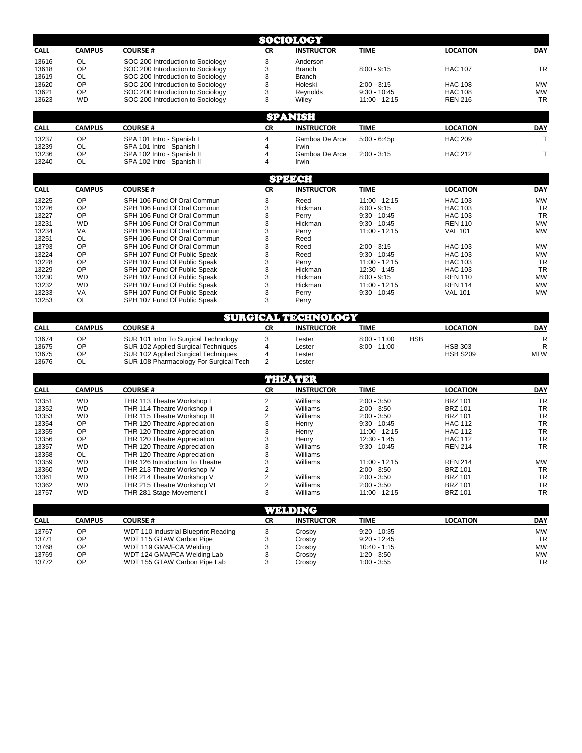## SOCIOLOGY

| CALL | CAMPUS | COURSE # | CR | INSTRUCTOR | TIME | LOCATION | DAY |
|---|---|---|---|---|---|---|---|
| 13616 | OL | SOC 200 Introduction to Sociology | 3 | Anderson | | | |
| 13618 | OP | SOC 200 Introduction to Sociology | 3 | Branch | 8:00 - 9:15 | HAC 107 | TR |
| 13619 | OL | SOC 200 Introduction to Sociology | 3 | Branch | | | |
| 13620 | OP | SOC 200 Introduction to Sociology | 3 | Holeski | 2:00 - 3:15 | HAC 108 | MW |
| 13621 | OP | SOC 200 Introduction to Sociology | 3 | Reynolds | 9:30 - 10:45 | HAC 108 | MW |
| 13623 | WD | SOC 200 Introduction to Sociology | 3 | Wiley | 11:00 - 12:15 | REN 216 | TR |

## SPANISH

| CALL | CAMPUS | COURSE # | CR | INSTRUCTOR | TIME | LOCATION | DAY |
|---|---|---|---|---|---|---|---|
| 13237 | OP | SPA 101 Intro - Spanish I | 4 | Gamboa De Arce | 5:00 - 6:45p | HAC 209 | T |
| 13239 | OL | SPA 101 Intro - Spanish I | 4 | Irwin | | | |
| 13236 | OP | SPA 102 Intro - Spanish II | 4 | Gamboa De Arce | 2:00 - 3:15 | HAC 212 | T |
| 13240 | OL | SPA 102 Intro - Spanish II | 4 | Irwin | | | |

## SPEECH

| CALL | CAMPUS | COURSE # | CR | INSTRUCTOR | TIME | LOCATION | DAY |
|---|---|---|---|---|---|---|---|
| 13225 | OP | SPH 106 Fund Of Oral Commun | 3 | Reed | 11:00 - 12:15 | HAC 103 | MW |
| 13226 | OP | SPH 106 Fund Of Oral Commun | 3 | Hickman | 8:00 - 9:15 | HAC 103 | TR |
| 13227 | OP | SPH 106 Fund Of Oral Commun | 3 | Perry | 9:30 - 10:45 | HAC 103 | TR |
| 13231 | WD | SPH 106 Fund Of Oral Commun | 3 | Hickman | 9:30 - 10:45 | REN 110 | MW |
| 13234 | VA | SPH 106 Fund Of Oral Commun | 3 | Perry | 11:00 - 12:15 | VAL 101 | MW |
| 13251 | OL | SPH 106 Fund Of Oral Commun | 3 | Reed | | | |
| 13793 | OP | SPH 106 Fund Of Oral Commun | 3 | Reed | 2:00 - 3:15 | HAC 103 | MW |
| 13224 | OP | SPH 107 Fund Of Public Speak | 3 | Reed | 9:30 - 10:45 | HAC 103 | MW |
| 13228 | OP | SPH 107 Fund Of Public Speak | 3 | Perry | 11:00 - 12:15 | HAC 103 | TR |
| 13229 | OP | SPH 107 Fund Of Public Speak | 3 | Hickman | 12:30 - 1:45 | HAC 103 | TR |
| 13230 | WD | SPH 107 Fund Of Public Speak | 3 | Hickman | 8:00 - 9:15 | REN 110 | MW |
| 13232 | WD | SPH 107 Fund Of Public Speak | 3 | Hickman | 11:00 - 12:15 | REN 114 | MW |
| 13233 | VA | SPH 107 Fund Of Public Speak | 3 | Perry | 9:30 - 10:45 | VAL 101 | MW |
| 13253 | OL | SPH 107 Fund Of Public Speak | 3 | Perry | | | |

## SURGICAL TECHNOLOGY

| CALL | CAMPUS | COURSE # | CR | INSTRUCTOR | TIME | LOCATION | DAY |
|---|---|---|---|---|---|---|---|
| 13674 | OP | SUR 101 Intro To Surgical Technology | 3 | Lester | 8:00 - 11:00 HSB | | R |
| 13675 | OP | SUR 102 Applied Surgical Techniques | 4 | Lester | 8:00 - 11:00 | HSB 303 | R |
| 13675 | OP | SUR 102 Applied Surgical Techniques | 4 | Lester | | HSB S209 | MTW |
| 13676 | OL | SUR 108 Pharmacology For Surgical Tech | 2 | Lester | | | |

## THEATER

| CALL | CAMPUS | COURSE # | CR | INSTRUCTOR | TIME | LOCATION | DAY |
|---|---|---|---|---|---|---|---|
| 13351 | WD | THR 113 Theatre Workshop I | 2 | Williams | 2:00 - 3:50 | BRZ 101 | TR |
| 13352 | WD | THR 114 Theatre Workshop Ii | 2 | Williams | 2:00 - 3:50 | BRZ 101 | TR |
| 13353 | WD | THR 115 Theatre Workshop III | 2 | Williams | 2:00 - 3:50 | BRZ 101 | TR |
| 13354 | OP | THR 120 Theatre Appreciation | 3 | Henry | 9:30 - 10:45 | HAC 112 | TR |
| 13355 | OP | THR 120 Theatre Appreciation | 3 | Henry | 11:00 - 12:15 | HAC 112 | TR |
| 13356 | OP | THR 120 Theatre Appreciation | 3 | Henry | 12:30 - 1:45 | HAC 112 | TR |
| 13357 | WD | THR 120 Theatre Appreciation | 3 | Williams | 9:30 - 10:45 | REN 214 | TR |
| 13358 | OL | THR 120 Theatre Appreciation | 3 | Williams | | | |
| 13359 | WD | THR 126 Introduction To Theatre | 3 | Williams | 11:00 - 12:15 | REN 214 | MW |
| 13360 | WD | THR 213 Theatre Workshop IV | 2 | | 2:00 - 3:50 | BRZ 101 | TR |
| 13361 | WD | THR 214 Theatre Workshop V | 2 | Williams | 2:00 - 3:50 | BRZ 101 | TR |
| 13362 | WD | THR 215 Theatre Workshop VI | 2 | Williams | 2:00 - 3:50 | BRZ 101 | TR |
| 13757 | WD | THR 281 Stage Movement I | 3 | Williams | 11:00 - 12:15 | BRZ 101 | TR |

## WELDING

| CALL | CAMPUS | COURSE # | CR | INSTRUCTOR | TIME | LOCATION | DAY |
|---|---|---|---|---|---|---|---|
| 13767 | OP | WDT 110 Industrial Blueprint Reading | 3 | Crosby | 9:20 - 10:35 | | MW |
| 13771 | OP | WDT 115 GTAW Carbon Pipe | 3 | Crosby | 9:20 - 12:45 | | TR |
| 13768 | OP | WDT 119 GMA/FCA Welding | 3 | Crosby | 10:40 - 1:15 | | MW |
| 13769 | OP | WDT 124 GMA/FCA Welding Lab | 3 | Crosby | 1:20 - 3:50 | | MW |
| 13772 | OP | WDT 155 GTAW Carbon Pipe Lab | 3 | Crosby | 1:00 - 3:55 | | TR |